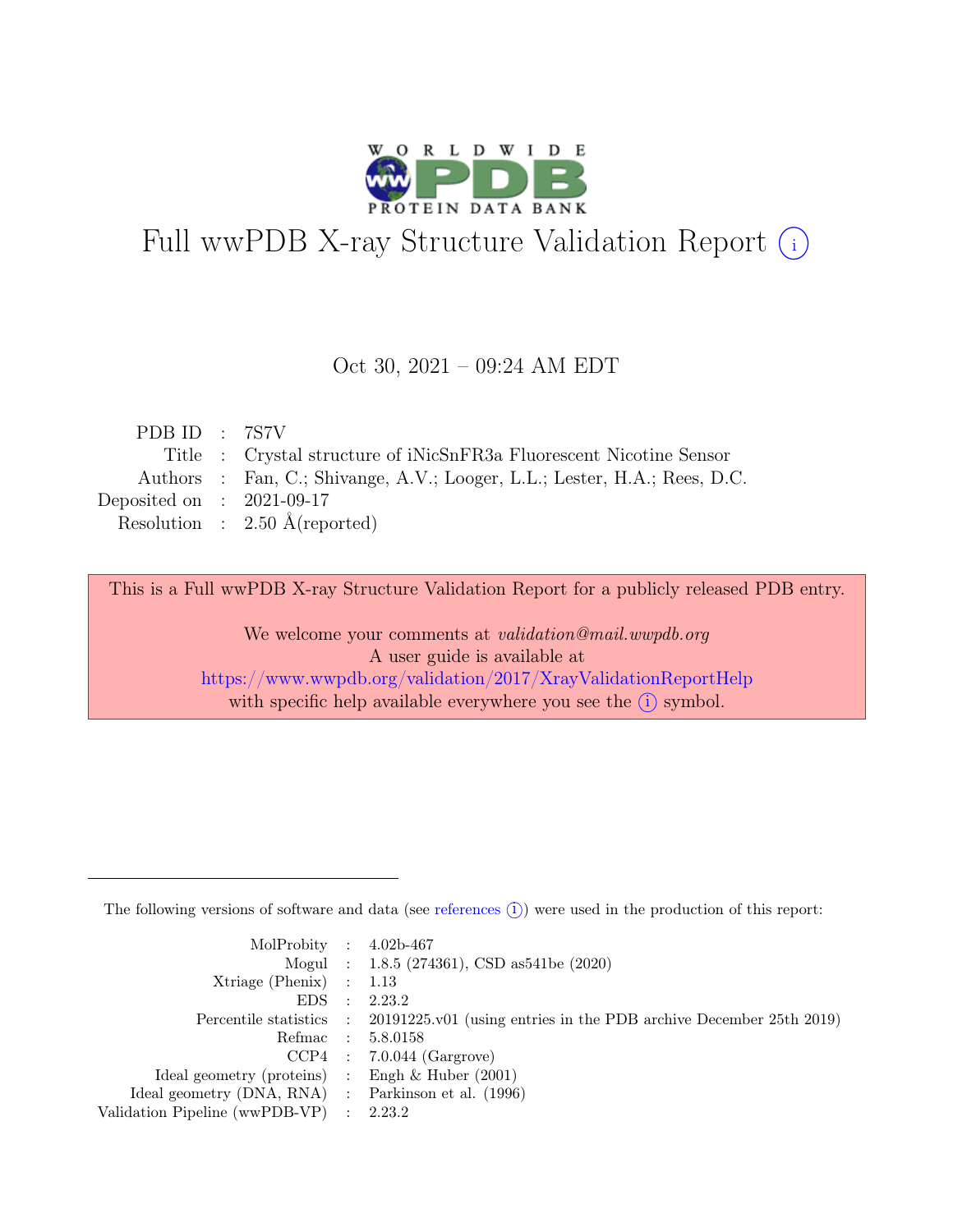# Full wwPDB X-ray Structure Validation Report ⓘ

Oct 30, 2021 – 09:24 AM EDT

| | | |
|---|---|---|
| PDB ID | : | 7S7V |
| Title | : | Crystal structure of iNicSnFR3a Fluorescent Nicotine Sensor |
| Authors | : | Fan, C.; Shivange, A.V.; Looger, L.L.; Lester, H.A.; Rees, D.C. |
| Deposited on | : | 2021-09-17 |
| Resolution | : | 2.50 Å(reported) |

This is a Full wwPDB X-ray Structure Validation Report for a publicly released PDB entry.

We welcome your comments at *validation@mail.wwpdb.org*
A user guide is available at
https://www.wwpdb.org/validation/2017/XrayValidationReportHelp
with specific help available everywhere you see the ⓘ symbol.

---

The following versions of software and data (see references ⓘ) were used in the production of this report:

| | | |
|---|---|---|
| MolProbity | : | 4.02b-467 |
| Mogul | : | 1.8.5 (274361), CSD as541be (2020) |
| Xtriage (Phenix) | : | 1.13 |
| EDS | : | 2.23.2 |
| Percentile statistics | : | 20191225.v01 (using entries in the PDB archive December 25th 2019) |
| Refmac | : | 5.8.0158 |
| CCP4 | : | 7.0.044 (Gargrove) |
| Ideal geometry (proteins) | : | Engh & Huber (2001) |
| Ideal geometry (DNA, RNA) | : | Parkinson et al. (1996) |
| Validation Pipeline (wwPDB-VP) | : | 2.23.2 |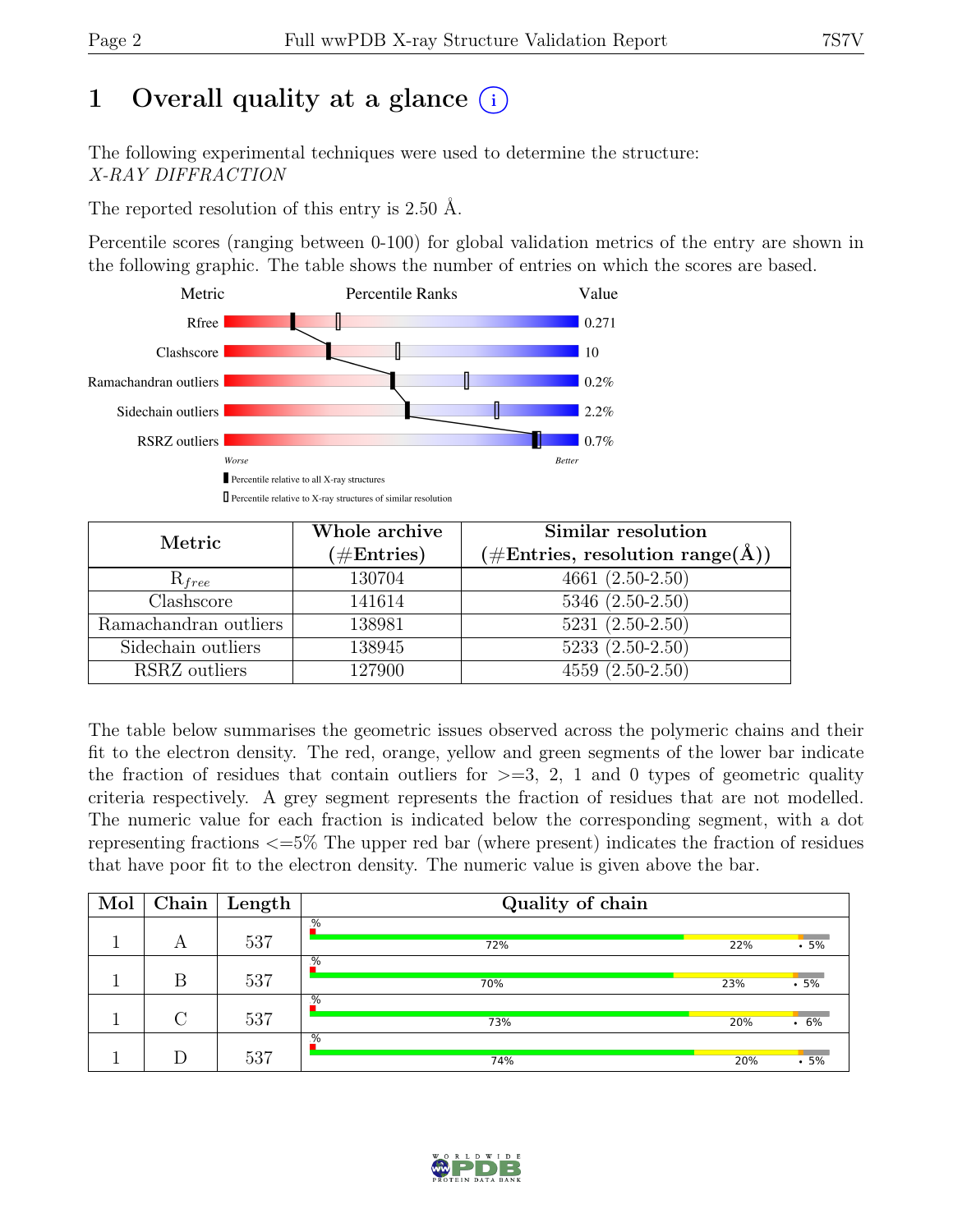# 1 Overall quality at a glance (i)

The following experimental techniques were used to determine the structure: *X-RAY DIFFRACTION*

The reported resolution of this entry is 2.50 Å.

Percentile scores (ranging between 0-100) for global validation metrics of the entry are shown in the following graphic. The table shows the number of entries on which the scores are based.

| Metric | Value |
|---|---|
| Rfree | 0.271 |
| Clashscore | 10 |
| Ramachandran outliers | 0.2% |
| Sidechain outliers | 2.2% |
| RSRZ outliers | 0.7% |

Worse — Better

▮ Percentile relative to all X-ray structures

▯ Percentile relative to X-ray structures of similar resolution

| Metric | Whole archive (#Entries) | Similar resolution (#Entries, resolution range(Å)) |
|---|---|---|
| $R_{free}$ | 130704 | 4661 (2.50-2.50) |
| Clashscore | 141614 | 5346 (2.50-2.50) |
| Ramachandran outliers | 138981 | 5231 (2.50-2.50) |
| Sidechain outliers | 138945 | 5233 (2.50-2.50) |
| RSRZ outliers | 127900 | 4559 (2.50-2.50) |

The table below summarises the geometric issues observed across the polymeric chains and their fit to the electron density. The red, orange, yellow and green segments of the lower bar indicate the fraction of residues that contain outliers for >=3, 2, 1 and 0 types of geometric quality criteria respectively. A grey segment represents the fraction of residues that are not modelled. The numeric value for each fraction is indicated below the corresponding segment, with a dot representing fractions <=5% The upper red bar (where present) indicates the fraction of residues that have poor fit to the electron density. The numeric value is given above the bar.

| Mol | Chain | Length | Quality of chain |
|---|---|---|---|
| 1 | A | 537 | % ; 72% ; 22% ; • 5% |
| 1 | B | 537 | % ; 70% ; 23% ; • 5% |
| 1 | C | 537 | % ; 73% ; 20% ; • 6% |
| 1 | D | 537 | % ; 74% ; 20% ; • 5% |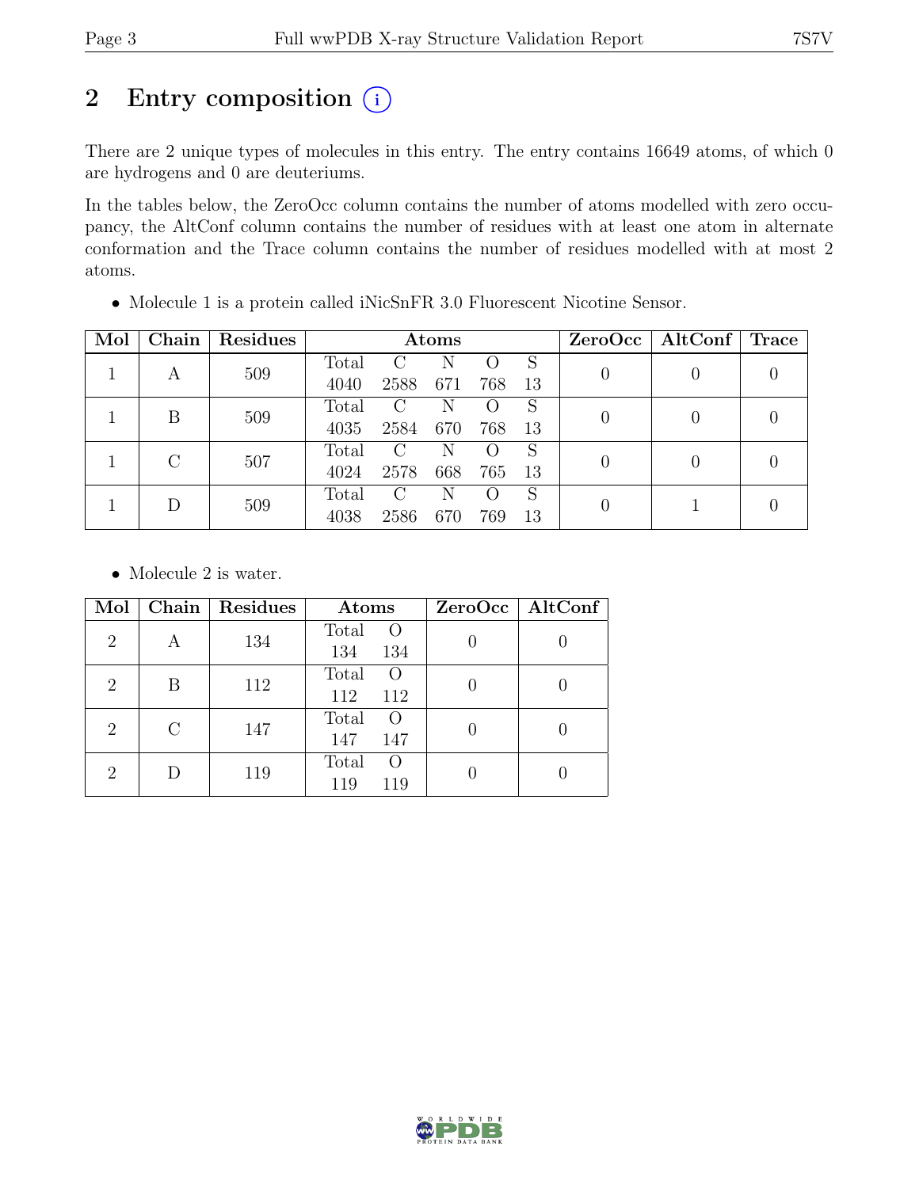# 2 Entry composition (i)

There are 2 unique types of molecules in this entry. The entry contains 16649 atoms, of which 0 are hydrogens and 0 are deuteriums.

In the tables below, the ZeroOcc column contains the number of atoms modelled with zero occupancy, the AltConf column contains the number of residues with at least one atom in alternate conformation and the Trace column contains the number of residues modelled with at most 2 atoms.

- Molecule 1 is a protein called iNicSnFR 3.0 Fluorescent Nicotine Sensor.

| Mol | Chain | Residues | Atoms | | | | | ZeroOcc | AltConf | Trace |
|---|---|---|---|---|---|---|---|---|---|---|
| 1 | A | 509 | Total<br>4040 | C<br>2588 | N<br>671 | O<br>768 | S<br>13 | 0 | 0 | 0 |
| 1 | B | 509 | Total<br>4035 | C<br>2584 | N<br>670 | O<br>768 | S<br>13 | 0 | 0 | 0 |
| 1 | C | 507 | Total<br>4024 | C<br>2578 | N<br>668 | O<br>765 | S<br>13 | 0 | 0 | 0 |
| 1 | D | 509 | Total<br>4038 | C<br>2586 | N<br>670 | O<br>769 | S<br>13 | 0 | 1 | 0 |

- Molecule 2 is water.

| Mol | Chain | Residues | Atoms | | ZeroOcc | AltConf |
|---|---|---|---|---|---|---|
| 2 | A | 134 | Total<br>134 | O<br>134 | 0 | 0 |
| 2 | B | 112 | Total<br>112 | O<br>112 | 0 | 0 |
| 2 | C | 147 | Total<br>147 | O<br>147 | 0 | 0 |
| 2 | D | 119 | Total<br>119 | O<br>119 | 0 | 0 |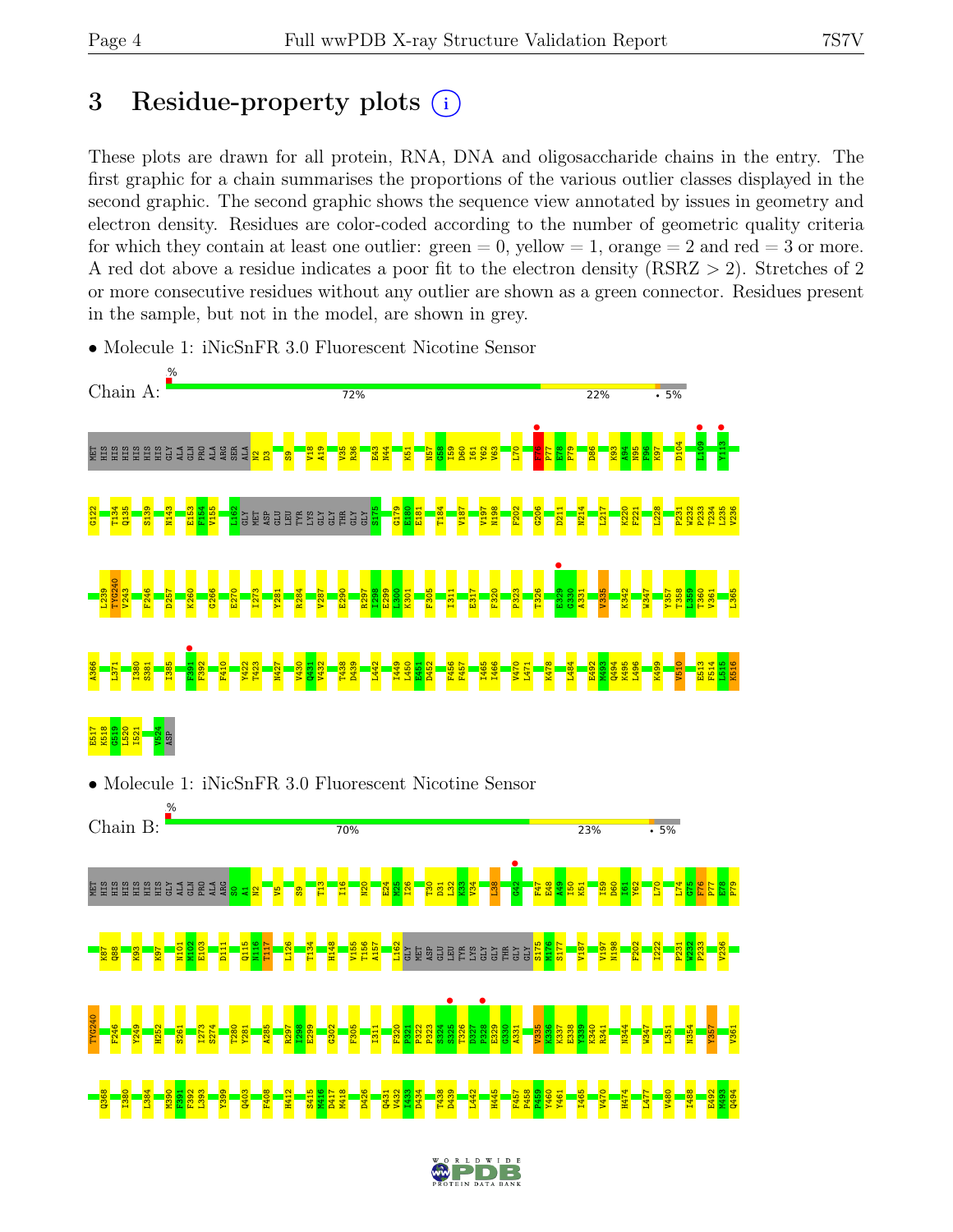# 3 Residue-property plots

These plots are drawn for all protein, RNA, DNA and oligosaccharide chains in the entry. The first graphic for a chain summarises the proportions of the various outlier classes displayed in the second graphic. The second graphic shows the sequence view annotated by issues in geometry and electron density. Residues are color-coded according to the number of geometric quality criteria for which they contain at least one outlier: green = 0, yellow = 1, orange = 2 and red = 3 or more. A red dot above a residue indicates a poor fit to the electron density (RSRZ > 2). Stretches of 2 or more consecutive residues without any outlier are shown as a green connector. Residues present in the sample, but not in the model, are shown in grey.

- Molecule 1: iNicSnFR 3.0 Fluorescent Nicotine Sensor

Chain A: % 72% 22% • 5%

MET HIS HIS HIS HIS HIS GLY ALA GLN PRO ALA ARG SER ALA N2 D3 S9 V18 A19 V35 R36 E43 N44 K51 N57 G58 I59 D60 I61 Y62 V63 L70 F76 P77 E78 P79 D86 K93 A94 N95 F96 K97 D104 I109 Y113 G122 T134 Q135 S139 N143 E153 F154 V155 L162 GLY MET ASP GLU LEU TYR LYS GLY GLY THR GLY GLY S175 G179 E180 E181 T184 V187 V197 N198 F202 G206 D211 N214 L217 K220 F221 L228 P231 W232 P233 T234 L235 V236 L239 TYG240 V243 F246 D257 K260 G266 E270 I273 Y281 R284 V287 E290 R297 I298 E299 L300 K301 F305 I311 E317 F320 P323 T326 E329 G330 A331 V335 K342 W347 Y357 T358 L359 T360 V361 L365 A366 L371 I380 S381 I385 F391 F392 F410 Y422 T423 N427 V430 Q431 V432 T438 D439 L442 I449 L450 E451 D452 F456 F457 I465 I466 V470 L471 K478 L484 E492 M493 Q494 K495 L496 K499 V510 E513 F514 L515 K516 E517 K518 G519 L520 I521 V524 ASP

- Molecule 1: iNicSnFR 3.0 Fluorescent Nicotine Sensor

Chain B: % 70% 23% • 5%

MET HIS HIS HIS HIS HIS GLY ALA GLN PRO ALA ARG S0 A1 N2 V5 S9 T13 I16 N20 E24 M25 I26 T30 D31 L32 K33 V34 L38 G42 F47 E48 A49 I50 K51 I59 D60 I61 Y62 L70 L74 G75 F76 P77 E78 P79 K87 Q88 K93 K97 N101 M102 E103 D111 Q115 N116 T117 L126 T134 H148 V155 T156 A157 L162 GLY MET ASP GLU LEU TYR LYS GLY GLY THR GLY GLY S175 M176 S177 V187 V197 N198 F202 I222 P231 W232 P233 V236 TYG240 F246 Y249 H252 S261 I273 S274 T280 Y281 A285 R297 I298 E299 G302 F305 I311 F320 P321 P322 P323 S324 S325 T326 D327 P328 E329 G330 A331 V335 K336 K337 E338 Y339 K340 R341 N344 W347 L351 N354 Y357 V361 Q368 I380 L384 M390 F391 F392 L393 Y399 Q403 F408 H412 S415 M416 D417 M418 D426 Q431 V432 I433 D434 T438 D439 L442 H445 F457 P458 P459 Y460 Y461 I465 V470 H474 L477 V480 I488 E492 M493 Q494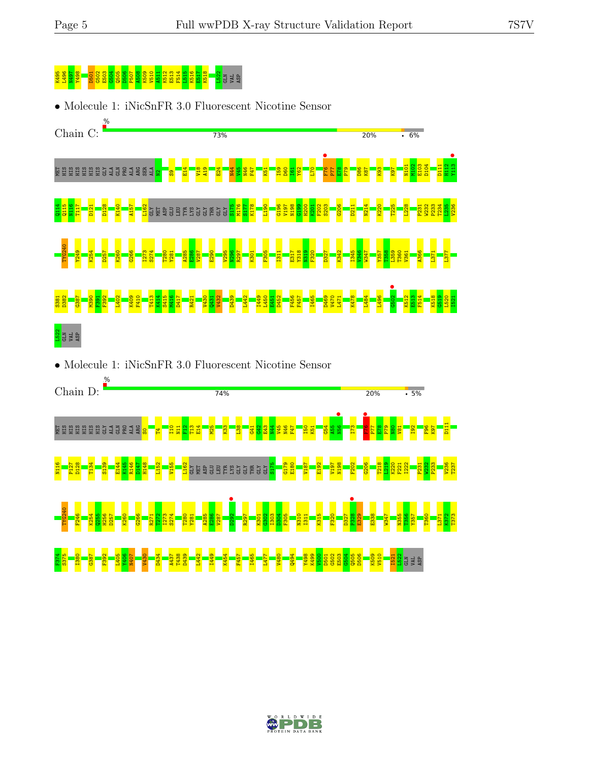K495 L496 N497 Y498 D501 G502 E503 G504 Q505 D506 P507 A508 K509 V510 A511 K512 E513 F514 L515 K516 E517 K518 L522 GLN VAL ASP

• Molecule 1: iNicSnFR 3.0 Fluorescent Nicotine Sensor

Chain C: % 73% 20% • 6%

MET HIS HIS HIS HIS HIS HIS GLY ALA GLN PRO ALA ARG SER ALA N2 S9 E14 V18 A19 E24 N44 V45 N46 F47 K51 I59 D60 I61 Y62 L70 F76 P77 E78 P79 D86 K87 K93 K97 N101 M102 E103 D104 D111 H112 Y113

Q114 G115 N116 T117 D121 D128 K140 A157 L162 GLY MET ASP GLU LEU TYR LYS GLY GLY THR GLY GLY S175 M176 S177 K178 L190 G196 V197 N198 G199 H200 K201 F202 S203 G206 D211 N214 K220 T225 L228 P231 W232 P233 T234 L235 V236

TYG240 Y249 K254 D257 K260 G266 I273 S274 T280 Y281 A285 E286 V287 E290 V295 N296 R297 K301 F305 I311 E317 Y318 N319 F320 D327 K342 I345 V346 W347 Y357 T358 L359 T360 V361 A366 L371 L377

S381 D382 G387 M390 F391 F392 L402 K409 F410 T413 K414 S415 M416 D417 R421 V430 Q431 V432 D439 L442 I449 L450 E451 D452 F456 F457 I465 D469 V470 L471 K478 L484 L496 G502 K512 E513 F514 K518 G519 L520 I521

L522 GLN VAL ASP

• Molecule 1: iNicSnFR 3.0 Fluorescent Nicotine Sensor

Chain D: % 74% 20% • 5%

MET HIS HIS HIS HIS HIS HIS GLY ALA GLN PRO ALA ARG S0 T4 I10 N11 P12 T13 E14 M25 K33 L38 G41 G42 E43 N44 V45 N46 F47 I50 K51 G54 A55 N56 I73 F76 P77 E78 P79 N80 V81 I92 F96 K97 D111

N116 P127 D128 T134 S139 E144 K145 R146 D147 H148 L152 V155 L162 GLY MET ASP GLU LEU TYR LYS GLY GLY THR GLY GLY S175 G179 E180 V187 E192 V197 N198 F202 G206 T218 L219 K220 F221 I222 P231 W232 P233 V236 T237

TYG240 F246 K254 Q255 H256 D257 K260 G266 R271 I272 I273 S274 T280 Y281 A285 E286 V287 D292 R297 K301 G302 I303 D304 F305 N310 I311 K315 F320 D327 P328 E329 E338 W347 N355 T356 Y357 T360 L371 K372 T373

F374 S375 I380 G387 F392 L405 Y406 N407 V430 D434 A437 T438 D439 L442 I449 K454 F457 I465 L477 V480 Q494 Y498 K499 V500 D501 G502 E503 G504 Q505 D506 K509 V510 I521 L522 GLN VAL ASP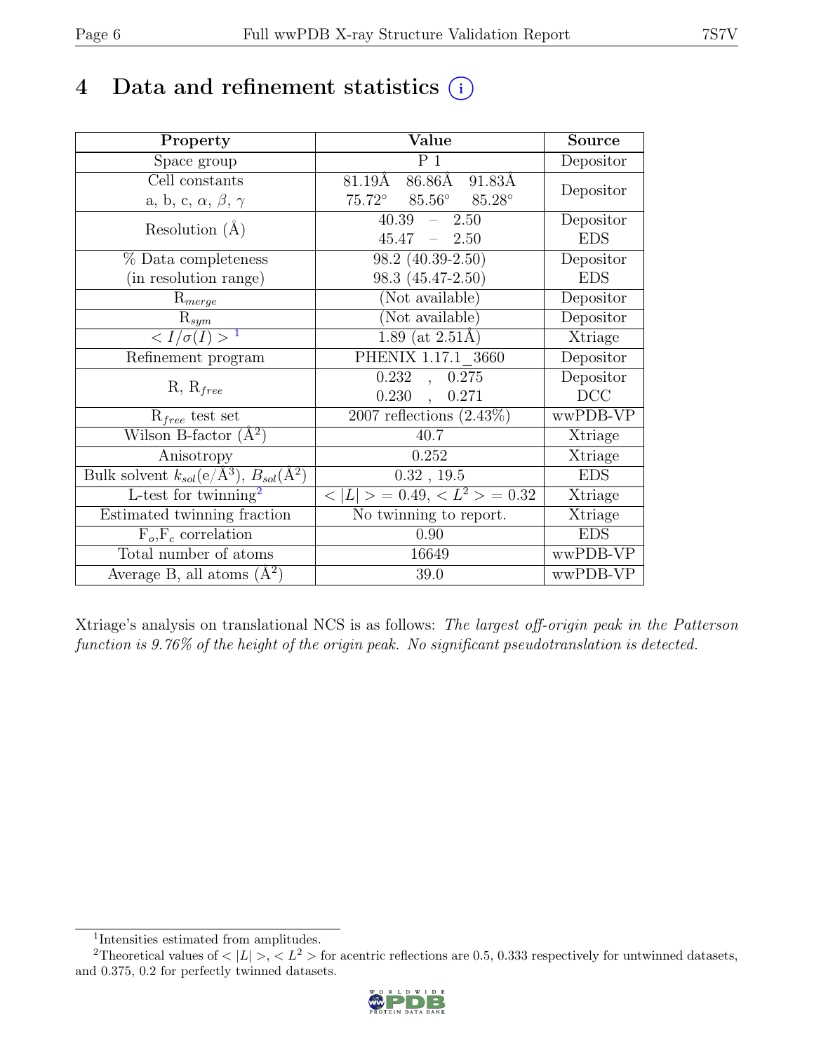# 4 Data and refinement statistics

| Property | Value | Source |
|---|---|---|
| Space group | P 1 | Depositor |
| Cell constants<br>a, b, c, $\alpha$, $\beta$, $\gamma$ | 81.19Å 86.86Å 91.83Å<br>75.72° 85.56° 85.28° | Depositor |
| Resolution (Å) | 40.39 – 2.50<br>45.47 – 2.50 | Depositor<br>EDS |
| % Data completeness<br>(in resolution range) | 98.2 (40.39-2.50)<br>98.3 (45.47-2.50) | Depositor<br>EDS |
| $R_{merge}$ | (Not available) | Depositor |
| $R_{sym}$ | (Not available) | Depositor |
| $< I/\sigma(I) >$ [1] | 1.89 (at 2.51Å) | Xtriage |
| Refinement program | PHENIX 1.17.1_3660 | Depositor |
| R, $R_{free}$ | 0.232 , 0.275<br>0.230 , 0.271 | Depositor<br>DCC |
| $R_{free}$ test set | 2007 reflections (2.43%) | wwPDB-VP |
| Wilson B-factor (Å$^2$) | 40.7 | Xtriage |
| Anisotropy | 0.252 | Xtriage |
| Bulk solvent $k_{sol}$(e/Å$^3$), $B_{sol}$(Å$^2$) | 0.32 , 19.5 | EDS |
| L-test for twinning[2] | $< \|L\| > = 0.49$, $< L^2 > = 0.32$ | Xtriage |
| Estimated twinning fraction | No twinning to report. | Xtriage |
| $F_o$,$F_c$ correlation | 0.90 | EDS |
| Total number of atoms | 16649 | wwPDB-VP |
| Average B, all atoms (Å$^2$) | 39.0 | wwPDB-VP |

Xtriage's analysis on translational NCS is as follows: *The largest off-origin peak in the Patterson function is 9.76% of the height of the origin peak. No significant pseudotranslation is detected.*

[1] Intensities estimated from amplitudes.

[2] Theoretical values of $< |L| >$, $< L^2 >$ for acentric reflections are 0.5, 0.333 respectively for untwinned datasets, and 0.375, 0.2 for perfectly twinned datasets.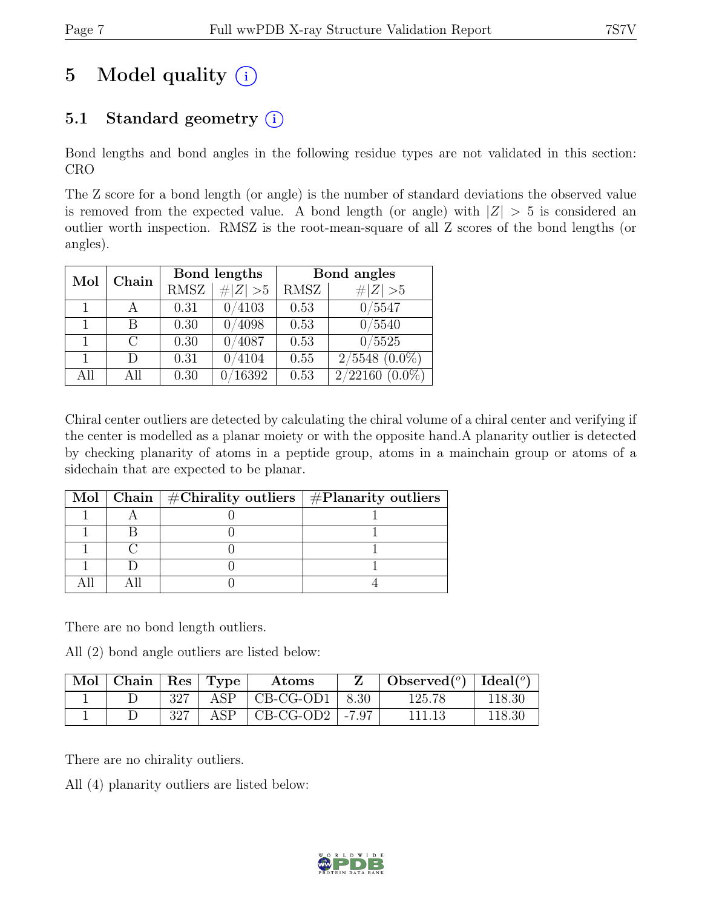# 5 Model quality ⓘ

## 5.1 Standard geometry ⓘ

Bond lengths and bond angles in the following residue types are not validated in this section: CRO

The Z score for a bond length (or angle) is the number of standard deviations the observed value is removed from the expected value. A bond length (or angle) with $|Z| > 5$ is considered an outlier worth inspection. RMSZ is the root-mean-square of all Z scores of the bond lengths (or angles).

| Mol | Chain | Bond lengths | | Bond angles | |
|---|---|---|---|---|---|
| | | RMSZ | $\#|Z| > 5$ | RMSZ | $\#|Z| > 5$ |
| 1 | A | 0.31 | 0/4103 | 0.53 | 0/5547 |
| 1 | B | 0.30 | 0/4098 | 0.53 | 0/5540 |
| 1 | C | 0.30 | 0/4087 | 0.53 | 0/5525 |
| 1 | D | 0.31 | 0/4104 | 0.55 | 2/5548 (0.0%) |
| All | All | 0.30 | 0/16392 | 0.53 | 2/22160 (0.0%) |

Chiral center outliers are detected by calculating the chiral volume of a chiral center and verifying if the center is modelled as a planar moiety or with the opposite hand.A planarity outlier is detected by checking planarity of atoms in a peptide group, atoms in a mainchain group or atoms of a sidechain that are expected to be planar.

| Mol | Chain | #Chirality outliers | #Planarity outliers |
|---|---|---|---|
| 1 | A | 0 | 1 |
| 1 | B | 0 | 1 |
| 1 | C | 0 | 1 |
| 1 | D | 0 | 1 |
| All | All | 0 | 4 |

There are no bond length outliers.

All (2) bond angle outliers are listed below:

| Mol | Chain | Res | Type | Atoms | Z | Observed(°) | Ideal(°) |
|---|---|---|---|---|---|---|---|
| 1 | D | 327 | ASP | CB-CG-OD1 | 8.30 | 125.78 | 118.30 |
| 1 | D | 327 | ASP | CB-CG-OD2 | -7.97 | 111.13 | 118.30 |

There are no chirality outliers.

All (4) planarity outliers are listed below: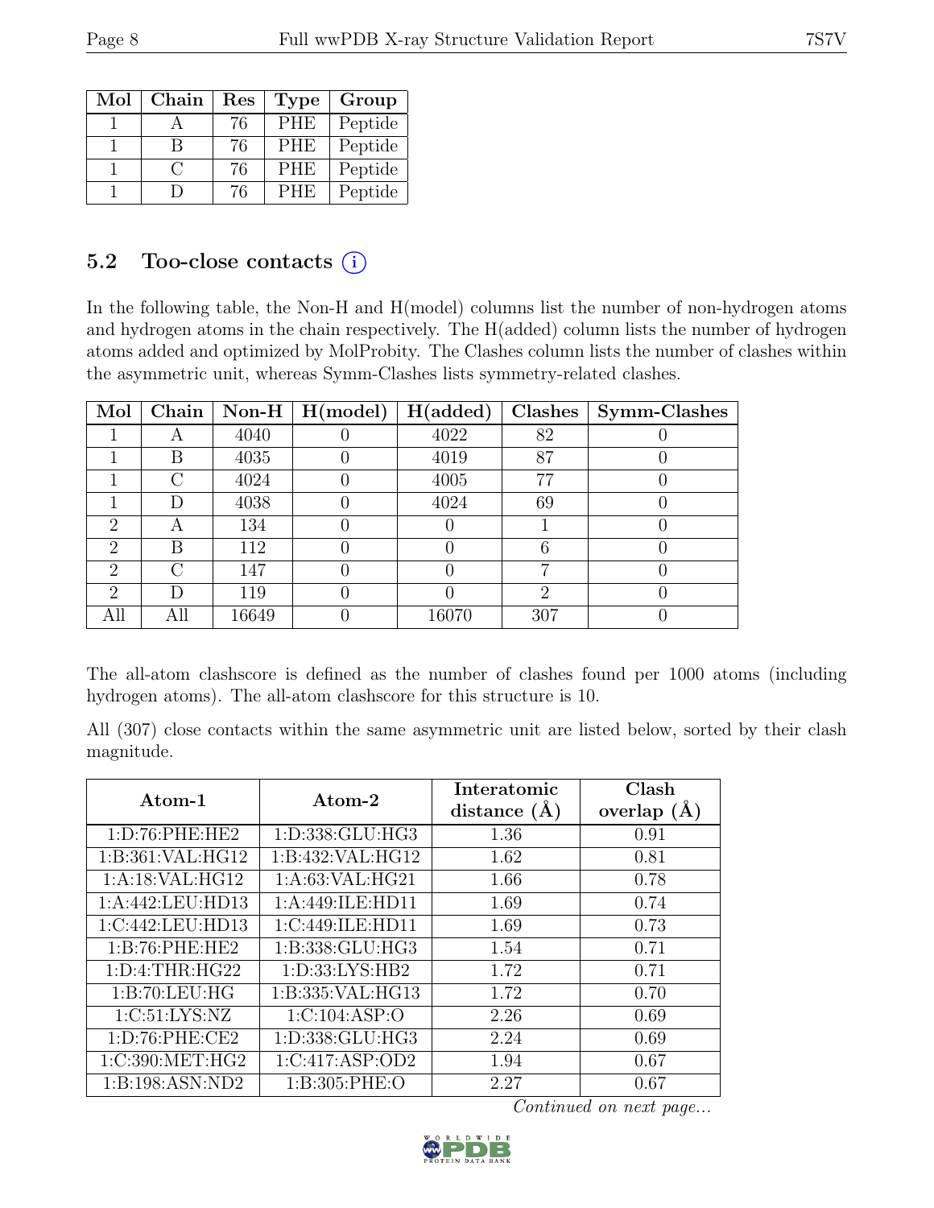| Mol | Chain | Res | Type | Group |
| --- | --- | --- | --- | --- |
| 1 | A | 76 | PHE | Peptide |
| 1 | B | 76 | PHE | Peptide |
| 1 | C | 76 | PHE | Peptide |
| 1 | D | 76 | PHE | Peptide |

### 5.2 Too-close contacts (i)

In the following table, the Non-H and H(model) columns list the number of non-hydrogen atoms and hydrogen atoms in the chain respectively. The H(added) column lists the number of hydrogen atoms added and optimized by MolProbity. The Clashes column lists the number of clashes within the asymmetric unit, whereas Symm-Clashes lists symmetry-related clashes.

| Mol | Chain | Non-H | H(model) | H(added) | Clashes | Symm-Clashes |
| --- | --- | --- | --- | --- | --- | --- |
| 1 | A | 4040 | 0 | 4022 | 82 | 0 |
| 1 | B | 4035 | 0 | 4019 | 87 | 0 |
| 1 | C | 4024 | 0 | 4005 | 77 | 0 |
| 1 | D | 4038 | 0 | 4024 | 69 | 0 |
| 2 | A | 134 | 0 | 0 | 1 | 0 |
| 2 | B | 112 | 0 | 0 | 6 | 0 |
| 2 | C | 147 | 0 | 0 | 7 | 0 |
| 2 | D | 119 | 0 | 0 | 2 | 0 |
| All | All | 16649 | 0 | 16070 | 307 | 0 |

The all-atom clashscore is defined as the number of clashes found per 1000 atoms (including hydrogen atoms). The all-atom clashscore for this structure is 10.

All (307) close contacts within the same asymmetric unit are listed below, sorted by their clash magnitude.

| Atom-1 | Atom-2 | Interatomic distance (Å) | Clash overlap (Å) |
| --- | --- | --- | --- |
| 1:D:76:PHE:HE2 | 1:D:338:GLU:HG3 | 1.36 | 0.91 |
| 1:B:361:VAL:HG12 | 1:B:432:VAL:HG12 | 1.62 | 0.81 |
| 1:A:18:VAL:HG12 | 1:A:63:VAL:HG21 | 1.66 | 0.78 |
| 1:A:442:LEU:HD13 | 1:A:449:ILE:HD11 | 1.69 | 0.74 |
| 1:C:442:LEU:HD13 | 1:C:449:ILE:HD11 | 1.69 | 0.73 |
| 1:B:76:PHE:HE2 | 1:B:338:GLU:HG3 | 1.54 | 0.71 |
| 1:D:4:THR:HG22 | 1:D:33:LYS:HB2 | 1.72 | 0.71 |
| 1:B:70:LEU:HG | 1:B:335:VAL:HG13 | 1.72 | 0.70 |
| 1:C:51:LYS:NZ | 1:C:104:ASP:O | 2.26 | 0.69 |
| 1:D:76:PHE:CE2 | 1:D:338:GLU:HG3 | 2.24 | 0.69 |
| 1:C:390:MET:HG2 | 1:C:417:ASP:OD2 | 1.94 | 0.67 |
| 1:B:198:ASN:ND2 | 1:B:305:PHE:O | 2.27 | 0.67 |

*Continued on next page...*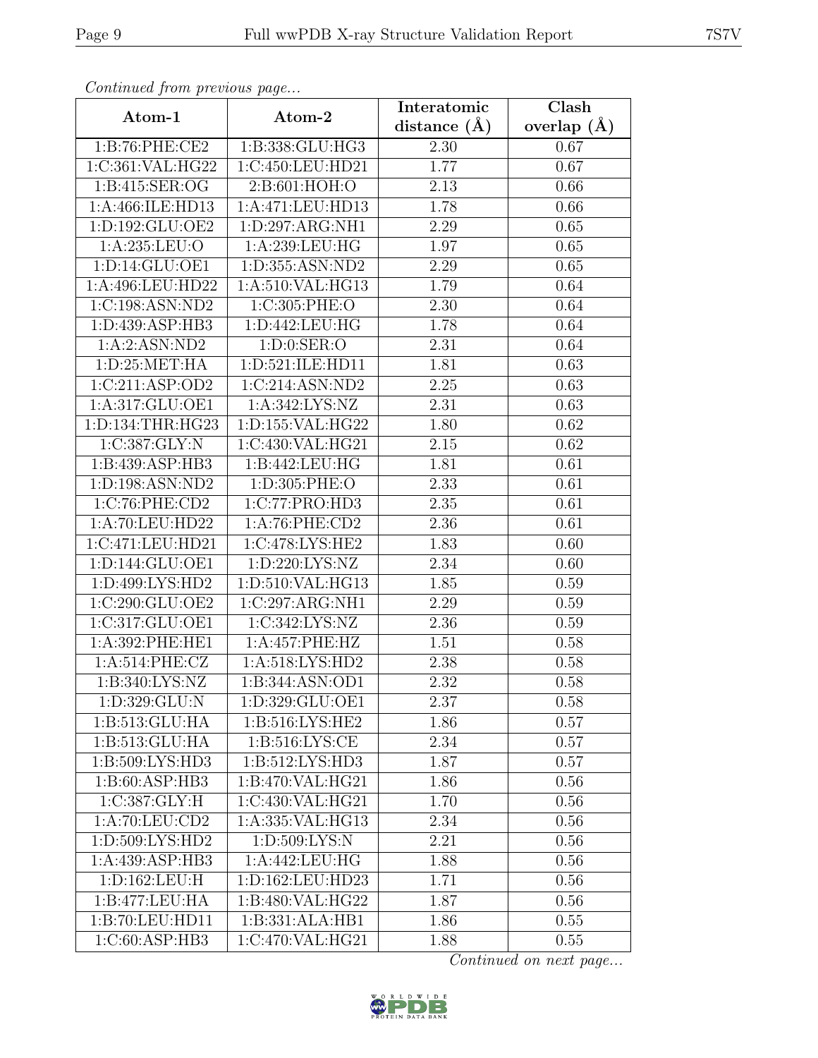*Continued from previous page...*

| Atom-1 | Atom-2 | Interatomic distance (Å) | Clash overlap (Å) |
|---|---|---|---|
| 1:B:76:PHE:CE2 | 1:B:338:GLU:HG3 | 2.30 | 0.67 |
| 1:C:361:VAL:HG22 | 1:C:450:LEU:HD21 | 1.77 | 0.67 |
| 1:B:415:SER:OG | 2:B:601:HOH:O | 2.13 | 0.66 |
| 1:A:466:ILE:HD13 | 1:A:471:LEU:HD13 | 1.78 | 0.66 |
| 1:D:192:GLU:OE2 | 1:D:297:ARG:NH1 | 2.29 | 0.65 |
| 1:A:235:LEU:O | 1:A:239:LEU:HG | 1.97 | 0.65 |
| 1:D:14:GLU:OE1 | 1:D:355:ASN:ND2 | 2.29 | 0.65 |
| 1:A:496:LEU:HD22 | 1:A:510:VAL:HG13 | 1.79 | 0.64 |
| 1:C:198:ASN:ND2 | 1:C:305:PHE:O | 2.30 | 0.64 |
| 1:D:439:ASP:HB3 | 1:D:442:LEU:HG | 1.78 | 0.64 |
| 1:A:2:ASN:ND2 | 1:D:0:SER:O | 2.31 | 0.64 |
| 1:D:25:MET:HA | 1:D:521:ILE:HD11 | 1.81 | 0.63 |
| 1:C:211:ASP:OD2 | 1:C:214:ASN:ND2 | 2.25 | 0.63 |
| 1:A:317:GLU:OE1 | 1:A:342:LYS:NZ | 2.31 | 0.63 |
| 1:D:134:THR:HG23 | 1:D:155:VAL:HG22 | 1.80 | 0.62 |
| 1:C:387:GLY:N | 1:C:430:VAL:HG21 | 2.15 | 0.62 |
| 1:B:439:ASP:HB3 | 1:B:442:LEU:HG | 1.81 | 0.61 |
| 1:D:198:ASN:ND2 | 1:D:305:PHE:O | 2.33 | 0.61 |
| 1:C:76:PHE:CD2 | 1:C:77:PRO:HD3 | 2.35 | 0.61 |
| 1:A:70:LEU:HD22 | 1:A:76:PHE:CD2 | 2.36 | 0.61 |
| 1:C:471:LEU:HD21 | 1:C:478:LYS:HE2 | 1.83 | 0.60 |
| 1:D:144:GLU:OE1 | 1:D:220:LYS:NZ | 2.34 | 0.60 |
| 1:D:499:LYS:HD2 | 1:D:510:VAL:HG13 | 1.85 | 0.59 |
| 1:C:290:GLU:OE2 | 1:C:297:ARG:NH1 | 2.29 | 0.59 |
| 1:C:317:GLU:OE1 | 1:C:342:LYS:NZ | 2.36 | 0.59 |
| 1:A:392:PHE:HE1 | 1:A:457:PHE:HZ | 1.51 | 0.58 |
| 1:A:514:PHE:CZ | 1:A:518:LYS:HD2 | 2.38 | 0.58 |
| 1:B:340:LYS:NZ | 1:B:344:ASN:OD1 | 2.32 | 0.58 |
| 1:D:329:GLU:N | 1:D:329:GLU:OE1 | 2.37 | 0.58 |
| 1:B:513:GLU:HA | 1:B:516:LYS:HE2 | 1.86 | 0.57 |
| 1:B:513:GLU:HA | 1:B:516:LYS:CE | 2.34 | 0.57 |
| 1:B:509:LYS:HD3 | 1:B:512:LYS:HD3 | 1.87 | 0.57 |
| 1:B:60:ASP:HB3 | 1:B:470:VAL:HG21 | 1.86 | 0.56 |
| 1:C:387:GLY:H | 1:C:430:VAL:HG21 | 1.70 | 0.56 |
| 1:A:70:LEU:CD2 | 1:A:335:VAL:HG13 | 2.34 | 0.56 |
| 1:D:509:LYS:HD2 | 1:D:509:LYS:N | 2.21 | 0.56 |
| 1:A:439:ASP:HB3 | 1:A:442:LEU:HG | 1.88 | 0.56 |
| 1:D:162:LEU:H | 1:D:162:LEU:HD23 | 1.71 | 0.56 |
| 1:B:477:LEU:HA | 1:B:480:VAL:HG22 | 1.87 | 0.56 |
| 1:B:70:LEU:HD11 | 1:B:331:ALA:HB1 | 1.86 | 0.55 |
| 1:C:60:ASP:HB3 | 1:C:470:VAL:HG21 | 1.88 | 0.55 |

*Continued on next page...*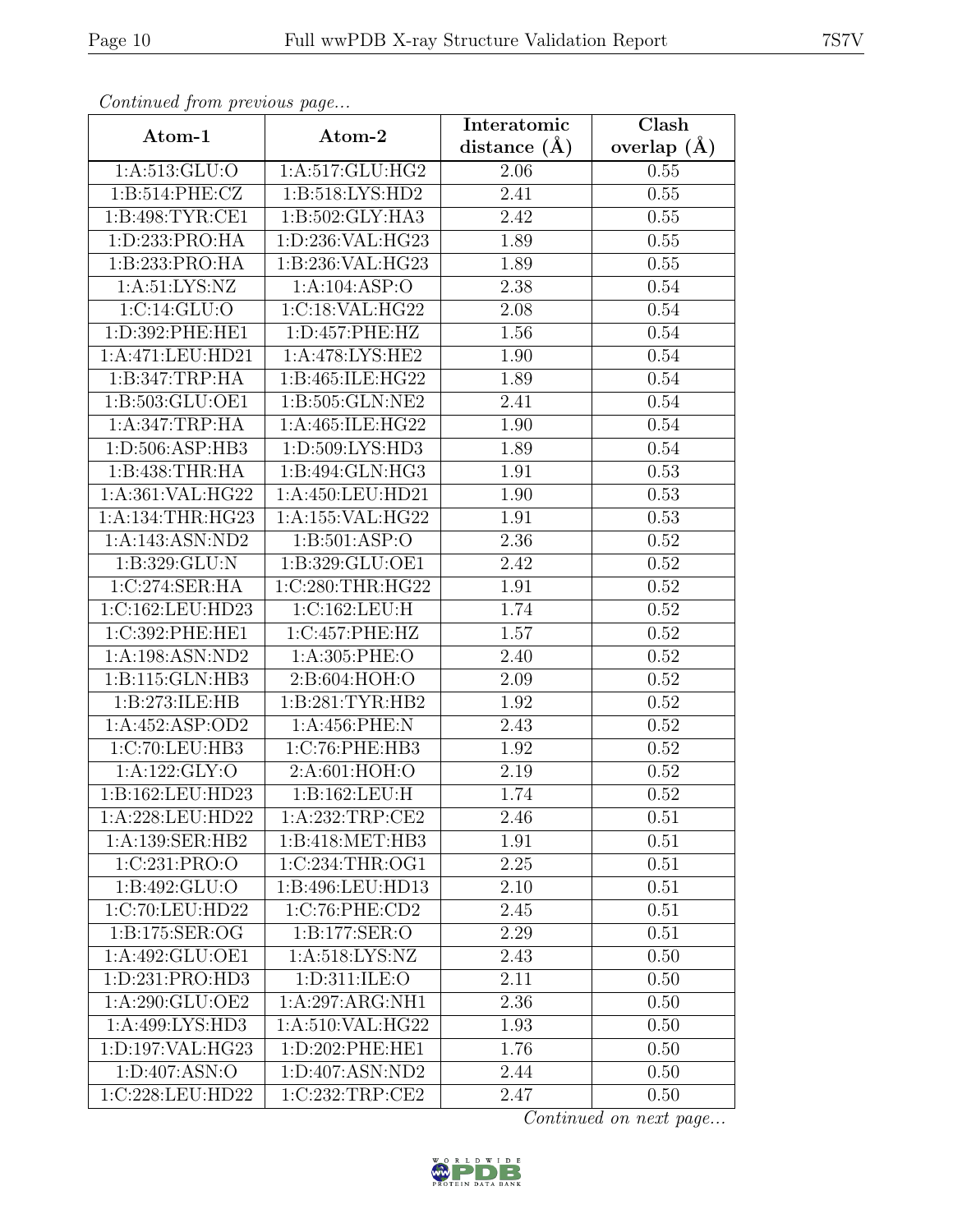*Continued from previous page...*

| Atom-1 | Atom-2 | Interatomic distance (Å) | Clash overlap (Å) |
|---|---|---|---|
| 1:A:513:GLU:O | 1:A:517:GLU:HG2 | 2.06 | 0.55 |
| 1:B:514:PHE:CZ | 1:B:518:LYS:HD2 | 2.41 | 0.55 |
| 1:B:498:TYR:CE1 | 1:B:502:GLY:HA3 | 2.42 | 0.55 |
| 1:D:233:PRO:HA | 1:D:236:VAL:HG23 | 1.89 | 0.55 |
| 1:B:233:PRO:HA | 1:B:236:VAL:HG23 | 1.89 | 0.55 |
| 1:A:51:LYS:NZ | 1:A:104:ASP:O | 2.38 | 0.54 |
| 1:C:14:GLU:O | 1:C:18:VAL:HG22 | 2.08 | 0.54 |
| 1:D:392:PHE:HE1 | 1:D:457:PHE:HZ | 1.56 | 0.54 |
| 1:A:471:LEU:HD21 | 1:A:478:LYS:HE2 | 1.90 | 0.54 |
| 1:B:347:TRP:HA | 1:B:465:ILE:HG22 | 1.89 | 0.54 |
| 1:B:503:GLU:OE1 | 1:B:505:GLN:NE2 | 2.41 | 0.54 |
| 1:A:347:TRP:HA | 1:A:465:ILE:HG22 | 1.90 | 0.54 |
| 1:D:506:ASP:HB3 | 1:D:509:LYS:HD3 | 1.89 | 0.54 |
| 1:B:438:THR:HA | 1:B:494:GLN:HG3 | 1.91 | 0.53 |
| 1:A:361:VAL:HG22 | 1:A:450:LEU:HD21 | 1.90 | 0.53 |
| 1:A:134:THR:HG23 | 1:A:155:VAL:HG22 | 1.91 | 0.53 |
| 1:A:143:ASN:ND2 | 1:B:501:ASP:O | 2.36 | 0.52 |
| 1:B:329:GLU:N | 1:B:329:GLU:OE1 | 2.42 | 0.52 |
| 1:C:274:SER:HA | 1:C:280:THR:HG22 | 1.91 | 0.52 |
| 1:C:162:LEU:HD23 | 1:C:162:LEU:H | 1.74 | 0.52 |
| 1:C:392:PHE:HE1 | 1:C:457:PHE:HZ | 1.57 | 0.52 |
| 1:A:198:ASN:ND2 | 1:A:305:PHE:O | 2.40 | 0.52 |
| 1:B:115:GLN:HB3 | 2:B:604:HOH:O | 2.09 | 0.52 |
| 1:B:273:ILE:HB | 1:B:281:TYR:HB2 | 1.92 | 0.52 |
| 1:A:452:ASP:OD2 | 1:A:456:PHE:N | 2.43 | 0.52 |
| 1:C:70:LEU:HB3 | 1:C:76:PHE:HB3 | 1.92 | 0.52 |
| 1:A:122:GLY:O | 2:A:601:HOH:O | 2.19 | 0.52 |
| 1:B:162:LEU:HD23 | 1:B:162:LEU:H | 1.74 | 0.52 |
| 1:A:228:LEU:HD22 | 1:A:232:TRP:CE2 | 2.46 | 0.51 |
| 1:A:139:SER:HB2 | 1:B:418:MET:HB3 | 1.91 | 0.51 |
| 1:C:231:PRO:O | 1:C:234:THR:OG1 | 2.25 | 0.51 |
| 1:B:492:GLU:O | 1:B:496:LEU:HD13 | 2.10 | 0.51 |
| 1:C:70:LEU:HD22 | 1:C:76:PHE:CD2 | 2.45 | 0.51 |
| 1:B:175:SER:OG | 1:B:177:SER:O | 2.29 | 0.51 |
| 1:A:492:GLU:OE1 | 1:A:518:LYS:NZ | 2.43 | 0.50 |
| 1:D:231:PRO:HD3 | 1:D:311:ILE:O | 2.11 | 0.50 |
| 1:A:290:GLU:OE2 | 1:A:297:ARG:NH1 | 2.36 | 0.50 |
| 1:A:499:LYS:HD3 | 1:A:510:VAL:HG22 | 1.93 | 0.50 |
| 1:D:197:VAL:HG23 | 1:D:202:PHE:HE1 | 1.76 | 0.50 |
| 1:D:407:ASN:O | 1:D:407:ASN:ND2 | 2.44 | 0.50 |
| 1:C:228:LEU:HD22 | 1:C:232:TRP:CE2 | 2.47 | 0.50 |

*Continued on next page...*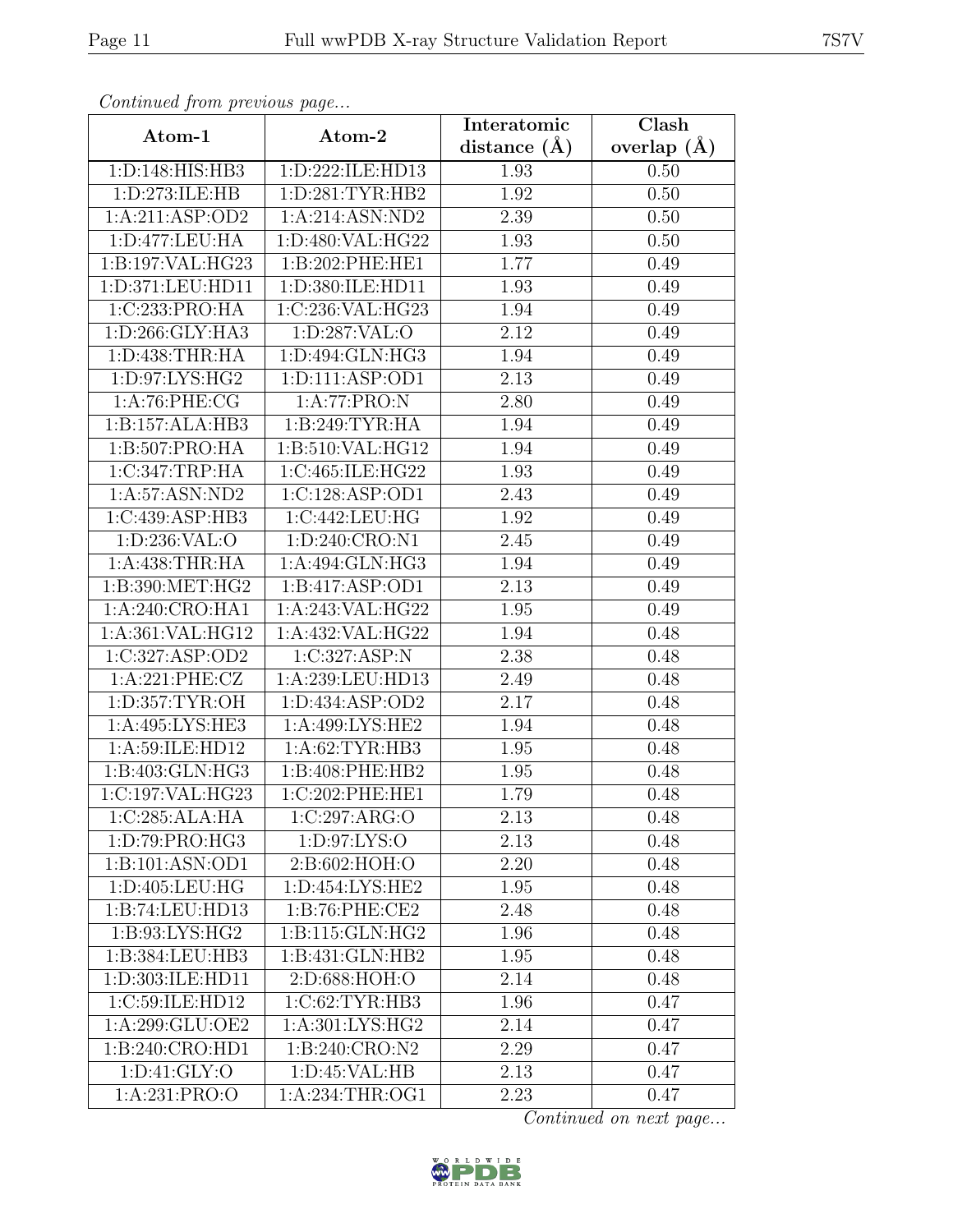*Continued from previous page...*

| Atom-1 | Atom-2 | Interatomic distance (Å) | Clash overlap (Å) |
|---|---|---|---|
| 1:D:148:HIS:HB3 | 1:D:222:ILE:HD13 | 1.93 | 0.50 |
| 1:D:273:ILE:HB | 1:D:281:TYR:HB2 | 1.92 | 0.50 |
| 1:A:211:ASP:OD2 | 1:A:214:ASN:ND2 | 2.39 | 0.50 |
| 1:D:477:LEU:HA | 1:D:480:VAL:HG22 | 1.93 | 0.50 |
| 1:B:197:VAL:HG23 | 1:B:202:PHE:HE1 | 1.77 | 0.49 |
| 1:D:371:LEU:HD11 | 1:D:380:ILE:HD11 | 1.93 | 0.49 |
| 1:C:233:PRO:HA | 1:C:236:VAL:HG23 | 1.94 | 0.49 |
| 1:D:266:GLY:HA3 | 1:D:287:VAL:O | 2.12 | 0.49 |
| 1:D:438:THR:HA | 1:D:494:GLN:HG3 | 1.94 | 0.49 |
| 1:D:97:LYS:HG2 | 1:D:111:ASP:OD1 | 2.13 | 0.49 |
| 1:A:76:PHE:CG | 1:A:77:PRO:N | 2.80 | 0.49 |
| 1:B:157:ALA:HB3 | 1:B:249:TYR:HA | 1.94 | 0.49 |
| 1:B:507:PRO:HA | 1:B:510:VAL:HG12 | 1.94 | 0.49 |
| 1:C:347:TRP:HA | 1:C:465:ILE:HG22 | 1.93 | 0.49 |
| 1:A:57:ASN:ND2 | 1:C:128:ASP:OD1 | 2.43 | 0.49 |
| 1:C:439:ASP:HB3 | 1:C:442:LEU:HG | 1.92 | 0.49 |
| 1:D:236:VAL:O | 1:D:240:CRO:N1 | 2.45 | 0.49 |
| 1:A:438:THR:HA | 1:A:494:GLN:HG3 | 1.94 | 0.49 |
| 1:B:390:MET:HG2 | 1:B:417:ASP:OD1 | 2.13 | 0.49 |
| 1:A:240:CRO:HA1 | 1:A:243:VAL:HG22 | 1.95 | 0.49 |
| 1:A:361:VAL:HG12 | 1:A:432:VAL:HG22 | 1.94 | 0.48 |
| 1:C:327:ASP:OD2 | 1:C:327:ASP:N | 2.38 | 0.48 |
| 1:A:221:PHE:CZ | 1:A:239:LEU:HD13 | 2.49 | 0.48 |
| 1:D:357:TYR:OH | 1:D:434:ASP:OD2 | 2.17 | 0.48 |
| 1:A:495:LYS:HE3 | 1:A:499:LYS:HE2 | 1.94 | 0.48 |
| 1:A:59:ILE:HD12 | 1:A:62:TYR:HB3 | 1.95 | 0.48 |
| 1:B:403:GLN:HG3 | 1:B:408:PHE:HB2 | 1.95 | 0.48 |
| 1:C:197:VAL:HG23 | 1:C:202:PHE:HE1 | 1.79 | 0.48 |
| 1:C:285:ALA:HA | 1:C:297:ARG:O | 2.13 | 0.48 |
| 1:D:79:PRO:HG3 | 1:D:97:LYS:O | 2.13 | 0.48 |
| 1:B:101:ASN:OD1 | 2:B:602:HOH:O | 2.20 | 0.48 |
| 1:D:405:LEU:HG | 1:D:454:LYS:HE2 | 1.95 | 0.48 |
| 1:B:74:LEU:HD13 | 1:B:76:PHE:CE2 | 2.48 | 0.48 |
| 1:B:93:LYS:HG2 | 1:B:115:GLN:HG2 | 1.96 | 0.48 |
| 1:B:384:LEU:HB3 | 1:B:431:GLN:HB2 | 1.95 | 0.48 |
| 1:D:303:ILE:HD11 | 2:D:688:HOH:O | 2.14 | 0.48 |
| 1:C:59:ILE:HD12 | 1:C:62:TYR:HB3 | 1.96 | 0.47 |
| 1:A:299:GLU:OE2 | 1:A:301:LYS:HG2 | 2.14 | 0.47 |
| 1:B:240:CRO:HD1 | 1:B:240:CRO:N2 | 2.29 | 0.47 |
| 1:D:41:GLY:O | 1:D:45:VAL:HB | 2.13 | 0.47 |
| 1:A:231:PRO:O | 1:A:234:THR:OG1 | 2.23 | 0.47 |

*Continued on next page...*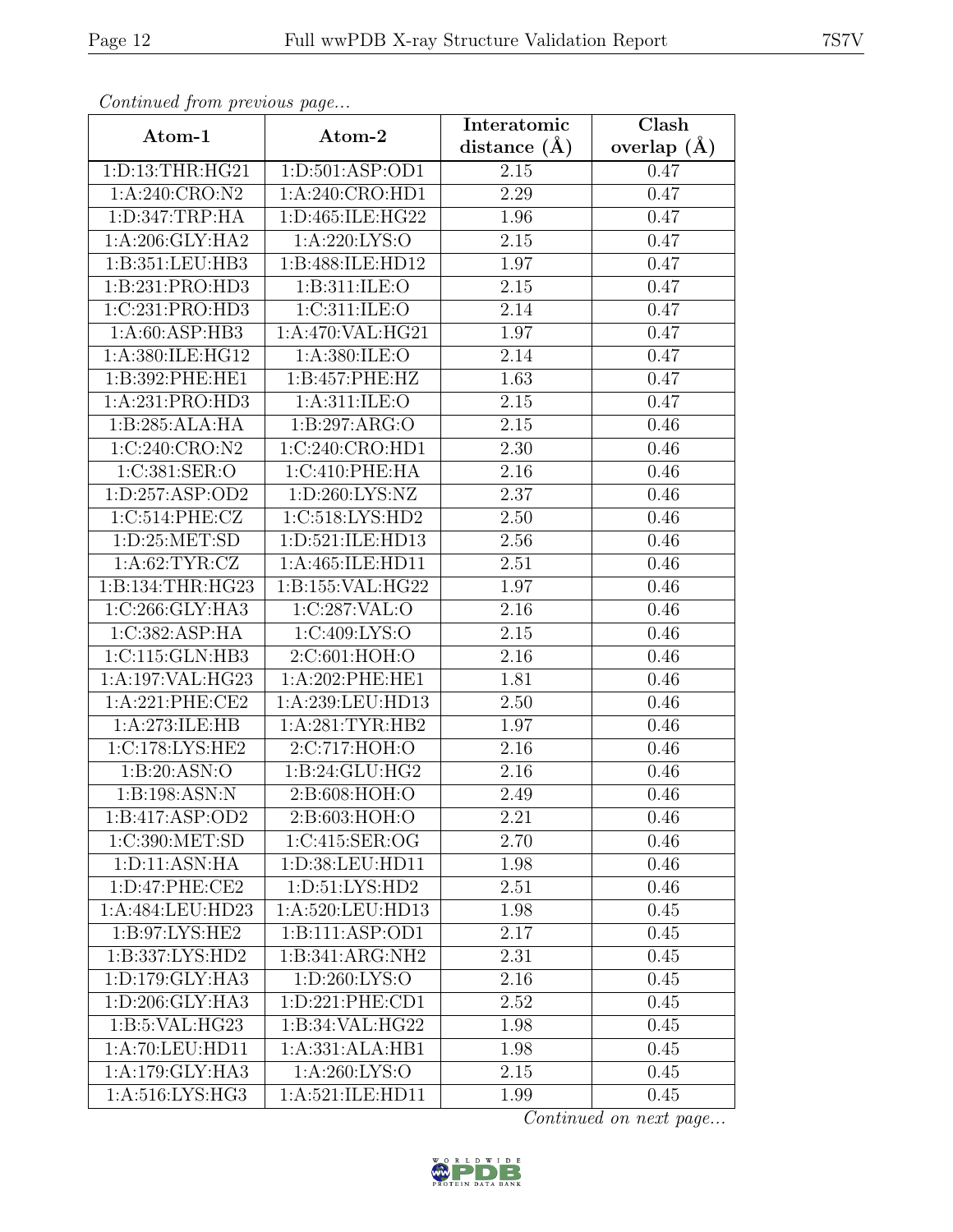*Continued from previous page...*

| Atom-1 | Atom-2 | Interatomic distance (Å) | Clash overlap (Å) |
| --- | --- | --- | --- |
| 1:D:13:THR:HG21 | 1:D:501:ASP:OD1 | 2.15 | 0.47 |
| 1:A:240:CRO:N2 | 1:A:240:CRO:HD1 | 2.29 | 0.47 |
| 1:D:347:TRP:HA | 1:D:465:ILE:HG22 | 1.96 | 0.47 |
| 1:A:206:GLY:HA2 | 1:A:220:LYS:O | 2.15 | 0.47 |
| 1:B:351:LEU:HB3 | 1:B:488:ILE:HD12 | 1.97 | 0.47 |
| 1:B:231:PRO:HD3 | 1:B:311:ILE:O | 2.15 | 0.47 |
| 1:C:231:PRO:HD3 | 1:C:311:ILE:O | 2.14 | 0.47 |
| 1:A:60:ASP:HB3 | 1:A:470:VAL:HG21 | 1.97 | 0.47 |
| 1:A:380:ILE:HG12 | 1:A:380:ILE:O | 2.14 | 0.47 |
| 1:B:392:PHE:HE1 | 1:B:457:PHE:HZ | 1.63 | 0.47 |
| 1:A:231:PRO:HD3 | 1:A:311:ILE:O | 2.15 | 0.47 |
| 1:B:285:ALA:HA | 1:B:297:ARG:O | 2.15 | 0.46 |
| 1:C:240:CRO:N2 | 1:C:240:CRO:HD1 | 2.30 | 0.46 |
| 1:C:381:SER:O | 1:C:410:PHE:HA | 2.16 | 0.46 |
| 1:D:257:ASP:OD2 | 1:D:260:LYS:NZ | 2.37 | 0.46 |
| 1:C:514:PHE:CZ | 1:C:518:LYS:HD2 | 2.50 | 0.46 |
| 1:D:25:MET:SD | 1:D:521:ILE:HD13 | 2.56 | 0.46 |
| 1:A:62:TYR:CZ | 1:A:465:ILE:HD11 | 2.51 | 0.46 |
| 1:B:134:THR:HG23 | 1:B:155:VAL:HG22 | 1.97 | 0.46 |
| 1:C:266:GLY:HA3 | 1:C:287:VAL:O | 2.16 | 0.46 |
| 1:C:382:ASP:HA | 1:C:409:LYS:O | 2.15 | 0.46 |
| 1:C:115:GLN:HB3 | 2:C:601:HOH:O | 2.16 | 0.46 |
| 1:A:197:VAL:HG23 | 1:A:202:PHE:HE1 | 1.81 | 0.46 |
| 1:A:221:PHE:CE2 | 1:A:239:LEU:HD13 | 2.50 | 0.46 |
| 1:A:273:ILE:HB | 1:A:281:TYR:HB2 | 1.97 | 0.46 |
| 1:C:178:LYS:HE2 | 2:C:717:HOH:O | 2.16 | 0.46 |
| 1:B:20:ASN:O | 1:B:24:GLU:HG2 | 2.16 | 0.46 |
| 1:B:198:ASN:N | 2:B:608:HOH:O | 2.49 | 0.46 |
| 1:B:417:ASP:OD2 | 2:B:603:HOH:O | 2.21 | 0.46 |
| 1:C:390:MET:SD | 1:C:415:SER:OG | 2.70 | 0.46 |
| 1:D:11:ASN:HA | 1:D:38:LEU:HD11 | 1.98 | 0.46 |
| 1:D:47:PHE:CE2 | 1:D:51:LYS:HD2 | 2.51 | 0.46 |
| 1:A:484:LEU:HD23 | 1:A:520:LEU:HD13 | 1.98 | 0.45 |
| 1:B:97:LYS:HE2 | 1:B:111:ASP:OD1 | 2.17 | 0.45 |
| 1:B:337:LYS:HD2 | 1:B:341:ARG:NH2 | 2.31 | 0.45 |
| 1:D:179:GLY:HA3 | 1:D:260:LYS:O | 2.16 | 0.45 |
| 1:D:206:GLY:HA3 | 1:D:221:PHE:CD1 | 2.52 | 0.45 |
| 1:B:5:VAL:HG23 | 1:B:34:VAL:HG22 | 1.98 | 0.45 |
| 1:A:70:LEU:HD11 | 1:A:331:ALA:HB1 | 1.98 | 0.45 |
| 1:A:179:GLY:HA3 | 1:A:260:LYS:O | 2.15 | 0.45 |
| 1:A:516:LYS:HG3 | 1:A:521:ILE:HD11 | 1.99 | 0.45 |

*Continued on next page...*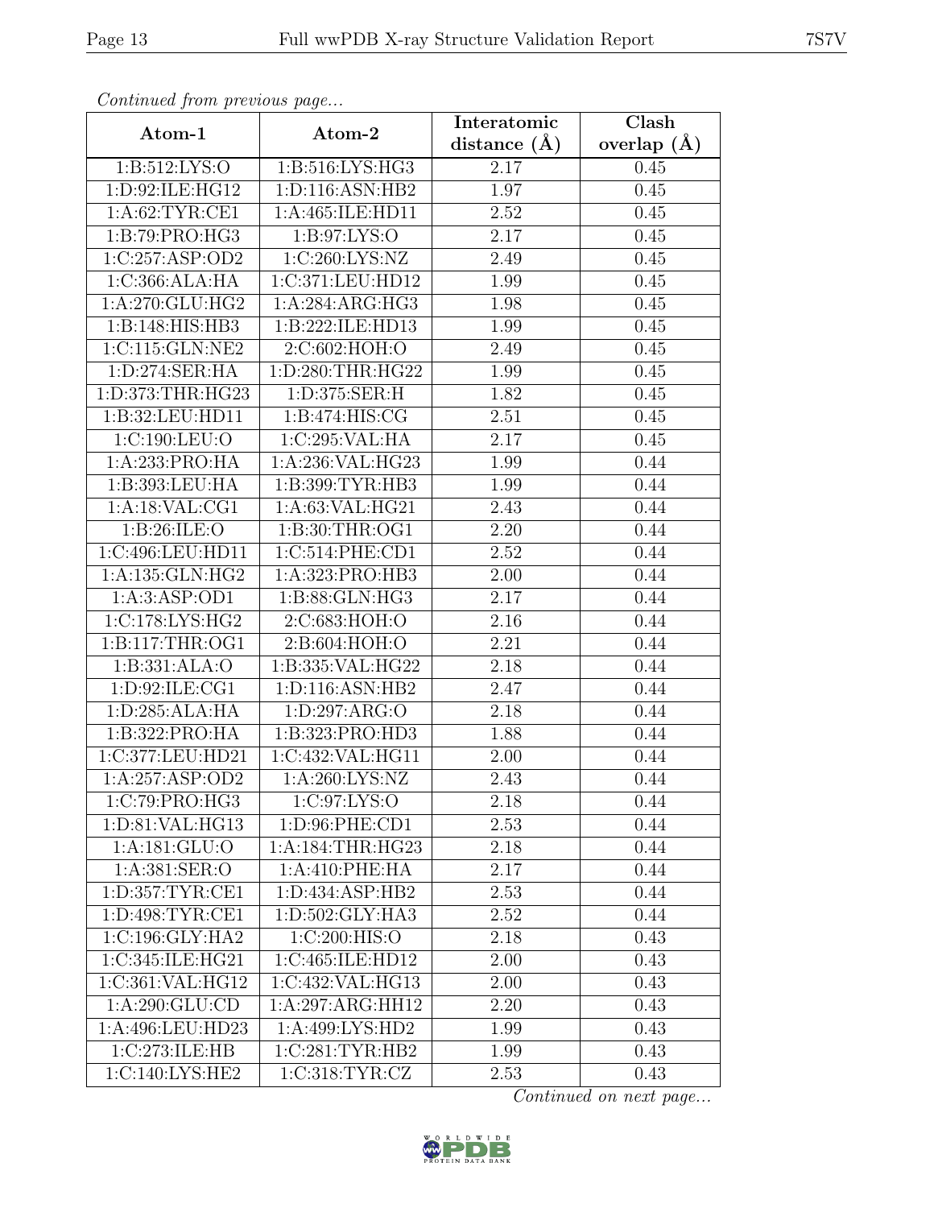*Continued from previous page...*

| Atom-1 | Atom-2 | Interatomic distance (Å) | Clash overlap (Å) |
| --- | --- | --- | --- |
| 1:B:512:LYS:O | 1:B:516:LYS:HG3 | 2.17 | 0.45 |
| 1:D:92:ILE:HG12 | 1:D:116:ASN:HB2 | 1.97 | 0.45 |
| 1:A:62:TYR:CE1 | 1:A:465:ILE:HD11 | 2.52 | 0.45 |
| 1:B:79:PRO:HG3 | 1:B:97:LYS:O | 2.17 | 0.45 |
| 1:C:257:ASP:OD2 | 1:C:260:LYS:NZ | 2.49 | 0.45 |
| 1:C:366:ALA:HA | 1:C:371:LEU:HD12 | 1.99 | 0.45 |
| 1:A:270:GLU:HG2 | 1:A:284:ARG:HG3 | 1.98 | 0.45 |
| 1:B:148:HIS:HB3 | 1:B:222:ILE:HD13 | 1.99 | 0.45 |
| 1:C:115:GLN:NE2 | 2:C:602:HOH:O | 2.49 | 0.45 |
| 1:D:274:SER:HA | 1:D:280:THR:HG22 | 1.99 | 0.45 |
| 1:D:373:THR:HG23 | 1:D:375:SER:H | 1.82 | 0.45 |
| 1:B:32:LEU:HD11 | 1:B:474:HIS:CG | 2.51 | 0.45 |
| 1:C:190:LEU:O | 1:C:295:VAL:HA | 2.17 | 0.45 |
| 1:A:233:PRO:HA | 1:A:236:VAL:HG23 | 1.99 | 0.44 |
| 1:B:393:LEU:HA | 1:B:399:TYR:HB3 | 1.99 | 0.44 |
| 1:A:18:VAL:CG1 | 1:A:63:VAL:HG21 | 2.43 | 0.44 |
| 1:B:26:ILE:O | 1:B:30:THR:OG1 | 2.20 | 0.44 |
| 1:C:496:LEU:HD11 | 1:C:514:PHE:CD1 | 2.52 | 0.44 |
| 1:A:135:GLN:HG2 | 1:A:323:PRO:HB3 | 2.00 | 0.44 |
| 1:A:3:ASP:OD1 | 1:B:88:GLN:HG3 | 2.17 | 0.44 |
| 1:C:178:LYS:HG2 | 2:C:683:HOH:O | 2.16 | 0.44 |
| 1:B:117:THR:OG1 | 2:B:604:HOH:O | 2.21 | 0.44 |
| 1:B:331:ALA:O | 1:B:335:VAL:HG22 | 2.18 | 0.44 |
| 1:D:92:ILE:CG1 | 1:D:116:ASN:HB2 | 2.47 | 0.44 |
| 1:D:285:ALA:HA | 1:D:297:ARG:O | 2.18 | 0.44 |
| 1:B:322:PRO:HA | 1:B:323:PRO:HD3 | 1.88 | 0.44 |
| 1:C:377:LEU:HD21 | 1:C:432:VAL:HG11 | 2.00 | 0.44 |
| 1:A:257:ASP:OD2 | 1:A:260:LYS:NZ | 2.43 | 0.44 |
| 1:C:79:PRO:HG3 | 1:C:97:LYS:O | 2.18 | 0.44 |
| 1:D:81:VAL:HG13 | 1:D:96:PHE:CD1 | 2.53 | 0.44 |
| 1:A:181:GLU:O | 1:A:184:THR:HG23 | 2.18 | 0.44 |
| 1:A:381:SER:O | 1:A:410:PHE:HA | 2.17 | 0.44 |
| 1:D:357:TYR:CE1 | 1:D:434:ASP:HB2 | 2.53 | 0.44 |
| 1:D:498:TYR:CE1 | 1:D:502:GLY:HA3 | 2.52 | 0.44 |
| 1:C:196:GLY:HA2 | 1:C:200:HIS:O | 2.18 | 0.43 |
| 1:C:345:ILE:HG21 | 1:C:465:ILE:HD12 | 2.00 | 0.43 |
| 1:C:361:VAL:HG12 | 1:C:432:VAL:HG13 | 2.00 | 0.43 |
| 1:A:290:GLU:CD | 1:A:297:ARG:HH12 | 2.20 | 0.43 |
| 1:A:496:LEU:HD23 | 1:A:499:LYS:HD2 | 1.99 | 0.43 |
| 1:C:273:ILE:HB | 1:C:281:TYR:HB2 | 1.99 | 0.43 |
| 1:C:140:LYS:HE2 | 1:C:318:TYR:CZ | 2.53 | 0.43 |

*Continued on next page...*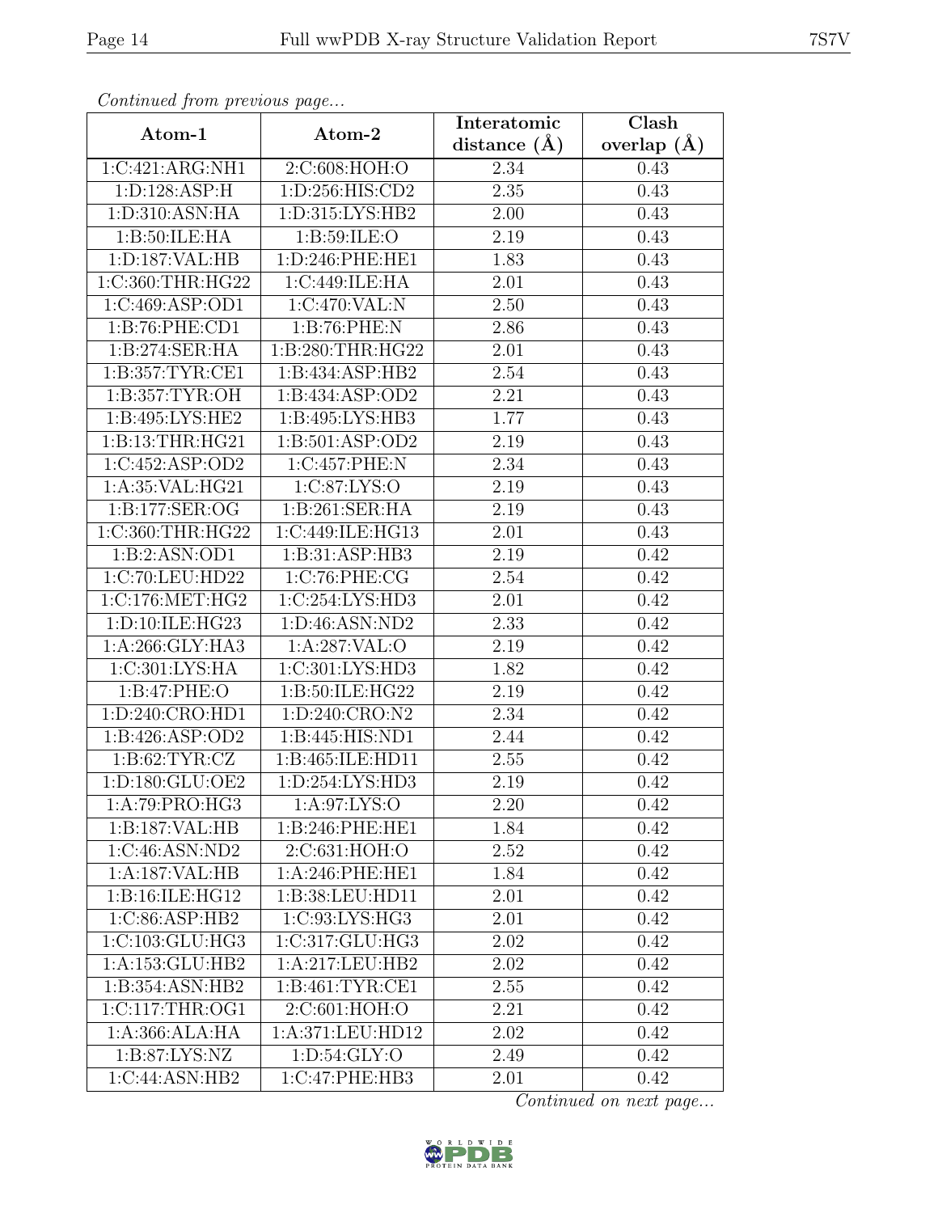*Continued from previous page...*

| Atom-1 | Atom-2 | Interatomic distance (Å) | Clash overlap (Å) |
|---|---|---|---|
| 1:C:421:ARG:NH1 | 2:C:608:HOH:O | 2.34 | 0.43 |
| 1:D:128:ASP:H | 1:D:256:HIS:CD2 | 2.35 | 0.43 |
| 1:D:310:ASN:HA | 1:D:315:LYS:HB2 | 2.00 | 0.43 |
| 1:B:50:ILE:HA | 1:B:59:ILE:O | 2.19 | 0.43 |
| 1:D:187:VAL:HB | 1:D:246:PHE:HE1 | 1.83 | 0.43 |
| 1:C:360:THR:HG22 | 1:C:449:ILE:HA | 2.01 | 0.43 |
| 1:C:469:ASP:OD1 | 1:C:470:VAL:N | 2.50 | 0.43 |
| 1:B:76:PHE:CD1 | 1:B:76:PHE:N | 2.86 | 0.43 |
| 1:B:274:SER:HA | 1:B:280:THR:HG22 | 2.01 | 0.43 |
| 1:B:357:TYR:CE1 | 1:B:434:ASP:HB2 | 2.54 | 0.43 |
| 1:B:357:TYR:OH | 1:B:434:ASP:OD2 | 2.21 | 0.43 |
| 1:B:495:LYS:HE2 | 1:B:495:LYS:HB3 | 1.77 | 0.43 |
| 1:B:13:THR:HG21 | 1:B:501:ASP:OD2 | 2.19 | 0.43 |
| 1:C:452:ASP:OD2 | 1:C:457:PHE:N | 2.34 | 0.43 |
| 1:A:35:VAL:HG21 | 1:C:87:LYS:O | 2.19 | 0.43 |
| 1:B:177:SER:OG | 1:B:261:SER:HA | 2.19 | 0.43 |
| 1:C:360:THR:HG22 | 1:C:449:ILE:HG13 | 2.01 | 0.43 |
| 1:B:2:ASN:OD1 | 1:B:31:ASP:HB3 | 2.19 | 0.42 |
| 1:C:70:LEU:HD22 | 1:C:76:PHE:CG | 2.54 | 0.42 |
| 1:C:176:MET:HG2 | 1:C:254:LYS:HD3 | 2.01 | 0.42 |
| 1:D:10:ILE:HG23 | 1:D:46:ASN:ND2 | 2.33 | 0.42 |
| 1:A:266:GLY:HA3 | 1:A:287:VAL:O | 2.19 | 0.42 |
| 1:C:301:LYS:HA | 1:C:301:LYS:HD3 | 1.82 | 0.42 |
| 1:B:47:PHE:O | 1:B:50:ILE:HG22 | 2.19 | 0.42 |
| 1:D:240:CRO:HD1 | 1:D:240:CRO:N2 | 2.34 | 0.42 |
| 1:B:426:ASP:OD2 | 1:B:445:HIS:ND1 | 2.44 | 0.42 |
| 1:B:62:TYR:CZ | 1:B:465:ILE:HD11 | 2.55 | 0.42 |
| 1:D:180:GLU:OE2 | 1:D:254:LYS:HD3 | 2.19 | 0.42 |
| 1:A:79:PRO:HG3 | 1:A:97:LYS:O | 2.20 | 0.42 |
| 1:B:187:VAL:HB | 1:B:246:PHE:HE1 | 1.84 | 0.42 |
| 1:C:46:ASN:ND2 | 2:C:631:HOH:O | 2.52 | 0.42 |
| 1:A:187:VAL:HB | 1:A:246:PHE:HE1 | 1.84 | 0.42 |
| 1:B:16:ILE:HG12 | 1:B:38:LEU:HD11 | 2.01 | 0.42 |
| 1:C:86:ASP:HB2 | 1:C:93:LYS:HG3 | 2.01 | 0.42 |
| 1:C:103:GLU:HG3 | 1:C:317:GLU:HG3 | 2.02 | 0.42 |
| 1:A:153:GLU:HB2 | 1:A:217:LEU:HB2 | 2.02 | 0.42 |
| 1:B:354:ASN:HB2 | 1:B:461:TYR:CE1 | 2.55 | 0.42 |
| 1:C:117:THR:OG1 | 2:C:601:HOH:O | 2.21 | 0.42 |
| 1:A:366:ALA:HA | 1:A:371:LEU:HD12 | 2.02 | 0.42 |
| 1:B:87:LYS:NZ | 1:D:54:GLY:O | 2.49 | 0.42 |
| 1:C:44:ASN:HB2 | 1:C:47:PHE:HB3 | 2.01 | 0.42 |

*Continued on next page...*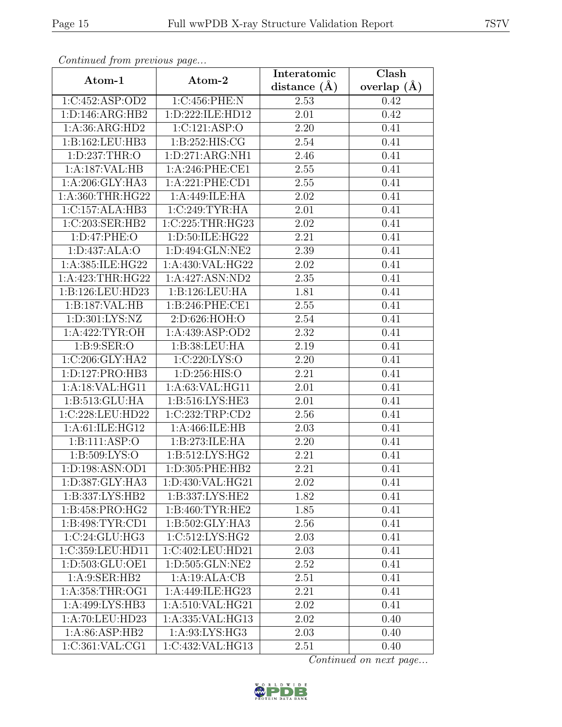*Continued from previous page...*

| Atom-1 | Atom-2 | Interatomic distance (Å) | Clash overlap (Å) |
| --- | --- | --- | --- |
| 1:C:452:ASP:OD2 | 1:C:456:PHE:N | 2.53 | 0.42 |
| 1:D:146:ARG:HB2 | 1:D:222:ILE:HD12 | 2.01 | 0.42 |
| 1:A:36:ARG:HD2 | 1:C:121:ASP:O | 2.20 | 0.41 |
| 1:B:162:LEU:HB3 | 1:B:252:HIS:CG | 2.54 | 0.41 |
| 1:D:237:THR:O | 1:D:271:ARG:NH1 | 2.46 | 0.41 |
| 1:A:187:VAL:HB | 1:A:246:PHE:CE1 | 2.55 | 0.41 |
| 1:A:206:GLY:HA3 | 1:A:221:PHE:CD1 | 2.55 | 0.41 |
| 1:A:360:THR:HG22 | 1:A:449:ILE:HA | 2.02 | 0.41 |
| 1:C:157:ALA:HB3 | 1:C:249:TYR:HA | 2.01 | 0.41 |
| 1:C:203:SER:HB2 | 1:C:225:THR:HG23 | 2.02 | 0.41 |
| 1:D:47:PHE:O | 1:D:50:ILE:HG22 | 2.21 | 0.41 |
| 1:D:437:ALA:O | 1:D:494:GLN:NE2 | 2.39 | 0.41 |
| 1:A:385:ILE:HG22 | 1:A:430:VAL:HG22 | 2.02 | 0.41 |
| 1:A:423:THR:HG22 | 1:A:427:ASN:ND2 | 2.35 | 0.41 |
| 1:B:126:LEU:HD23 | 1:B:126:LEU:HA | 1.81 | 0.41 |
| 1:B:187:VAL:HB | 1:B:246:PHE:CE1 | 2.55 | 0.41 |
| 1:D:301:LYS:NZ | 2:D:626:HOH:O | 2.54 | 0.41 |
| 1:A:422:TYR:OH | 1:A:439:ASP:OD2 | 2.32 | 0.41 |
| 1:B:9:SER:O | 1:B:38:LEU:HA | 2.19 | 0.41 |
| 1:C:206:GLY:HA2 | 1:C:220:LYS:O | 2.20 | 0.41 |
| 1:D:127:PRO:HB3 | 1:D:256:HIS:O | 2.21 | 0.41 |
| 1:A:18:VAL:HG11 | 1:A:63:VAL:HG11 | 2.01 | 0.41 |
| 1:B:513:GLU:HA | 1:B:516:LYS:HE3 | 2.01 | 0.41 |
| 1:C:228:LEU:HD22 | 1:C:232:TRP:CD2 | 2.56 | 0.41 |
| 1:A:61:ILE:HG12 | 1:A:466:ILE:HB | 2.03 | 0.41 |
| 1:B:111:ASP:O | 1:B:273:ILE:HA | 2.20 | 0.41 |
| 1:B:509:LYS:O | 1:B:512:LYS:HG2 | 2.21 | 0.41 |
| 1:D:198:ASN:OD1 | 1:D:305:PHE:HB2 | 2.21 | 0.41 |
| 1:D:387:GLY:HA3 | 1:D:430:VAL:HG21 | 2.02 | 0.41 |
| 1:B:337:LYS:HB2 | 1:B:337:LYS:HE2 | 1.82 | 0.41 |
| 1:B:458:PRO:HG2 | 1:B:460:TYR:HE2 | 1.85 | 0.41 |
| 1:B:498:TYR:CD1 | 1:B:502:GLY:HA3 | 2.56 | 0.41 |
| 1:C:24:GLU:HG3 | 1:C:512:LYS:HG2 | 2.03 | 0.41 |
| 1:C:359:LEU:HD11 | 1:C:402:LEU:HD21 | 2.03 | 0.41 |
| 1:D:503:GLU:OE1 | 1:D:505:GLN:NE2 | 2.52 | 0.41 |
| 1:A:9:SER:HB2 | 1:A:19:ALA:CB | 2.51 | 0.41 |
| 1:A:358:THR:OG1 | 1:A:449:ILE:HG23 | 2.21 | 0.41 |
| 1:A:499:LYS:HB3 | 1:A:510:VAL:HG21 | 2.02 | 0.41 |
| 1:A:70:LEU:HD23 | 1:A:335:VAL:HG13 | 2.02 | 0.40 |
| 1:A:86:ASP:HB2 | 1:A:93:LYS:HG3 | 2.03 | 0.40 |
| 1:C:361:VAL:CG1 | 1:C:432:VAL:HG13 | 2.51 | 0.40 |

*Continued on next page...*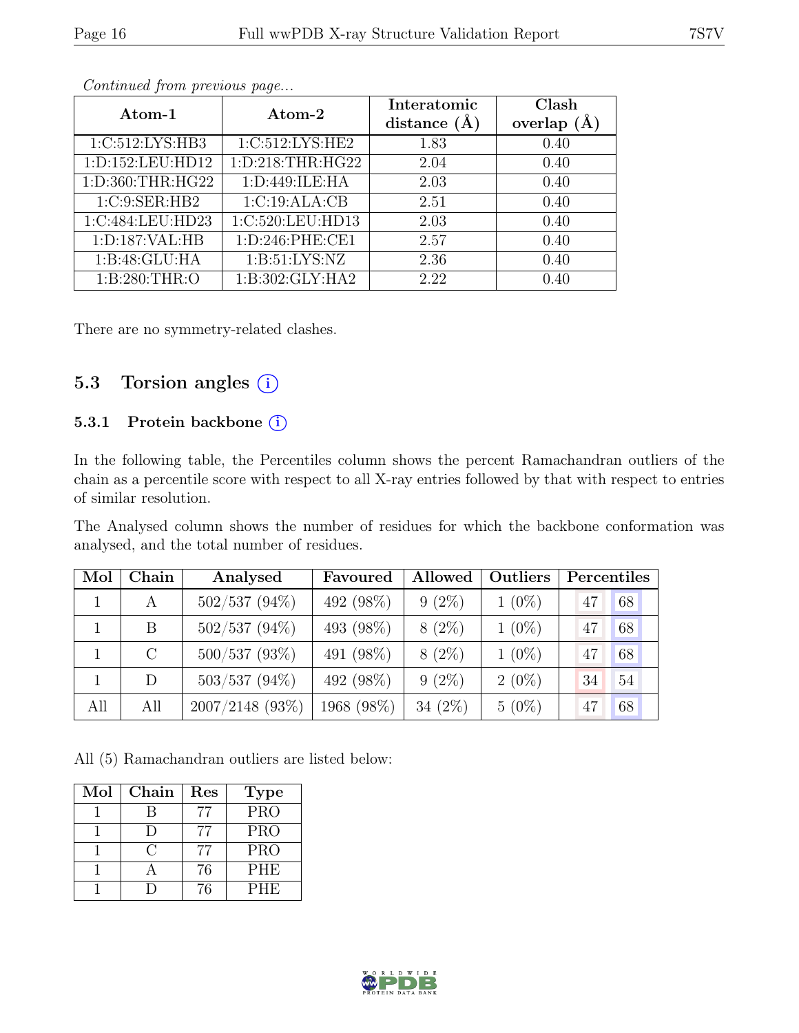*Continued from previous page...*

| Atom-1 | Atom-2 | Interatomic distance (Å) | Clash overlap (Å) |
|---|---|---|---|
| 1:C:512:LYS:HB3 | 1:C:512:LYS:HE2 | 1.83 | 0.40 |
| 1:D:152:LEU:HD12 | 1:D:218:THR:HG22 | 2.04 | 0.40 |
| 1:D:360:THR:HG22 | 1:D:449:ILE:HA | 2.03 | 0.40 |
| 1:C:9:SER:HB2 | 1:C:19:ALA:CB | 2.51 | 0.40 |
| 1:C:484:LEU:HD23 | 1:C:520:LEU:HD13 | 2.03 | 0.40 |
| 1:D:187:VAL:HB | 1:D:246:PHE:CE1 | 2.57 | 0.40 |
| 1:B:48:GLU:HA | 1:B:51:LYS:NZ | 2.36 | 0.40 |
| 1:B:280:THR:O | 1:B:302:GLY:HA2 | 2.22 | 0.40 |

There are no symmetry-related clashes.

## 5.3 Torsion angles

### 5.3.1 Protein backbone

In the following table, the Percentiles column shows the percent Ramachandran outliers of the chain as a percentile score with respect to all X-ray entries followed by that with respect to entries of similar resolution.

The Analysed column shows the number of residues for which the backbone conformation was analysed, and the total number of residues.

| Mol | Chain | Analysed | Favoured | Allowed | Outliers | Percentiles | |
|---|---|---|---|---|---|---|---|
| 1 | A | 502/537 (94%) | 492 (98%) | 9 (2%) | 1 (0%) | 47 | 68 |
| 1 | B | 502/537 (94%) | 493 (98%) | 8 (2%) | 1 (0%) | 47 | 68 |
| 1 | C | 500/537 (93%) | 491 (98%) | 8 (2%) | 1 (0%) | 47 | 68 |
| 1 | D | 503/537 (94%) | 492 (98%) | 9 (2%) | 2 (0%) | 34 | 54 |
| All | All | 2007/2148 (93%) | 1968 (98%) | 34 (2%) | 5 (0%) | 47 | 68 |

All (5) Ramachandran outliers are listed below:

| Mol | Chain | Res | Type |
|---|---|---|---|
| 1 | B | 77 | PRO |
| 1 | D | 77 | PRO |
| 1 | C | 77 | PRO |
| 1 | A | 76 | PHE |
| 1 | D | 76 | PHE |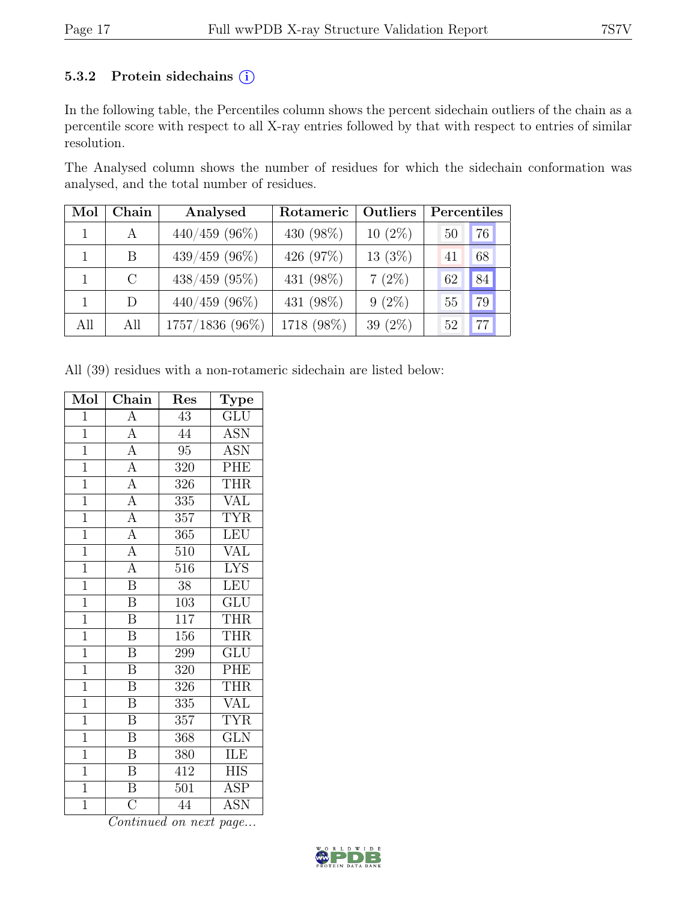### 5.3.2 Protein sidechains (i)

In the following table, the Percentiles column shows the percent sidechain outliers of the chain as a percentile score with respect to all X-ray entries followed by that with respect to entries of similar resolution.

The Analysed column shows the number of residues for which the sidechain conformation was analysed, and the total number of residues.

| Mol | Chain | Analysed | Rotameric | Outliers | Percentiles | |
|---|---|---|---|---|---|---|
| 1 | A | 440/459 (96%) | 430 (98%) | 10 (2%) | 50 | 76 |
| 1 | B | 439/459 (96%) | 426 (97%) | 13 (3%) | 41 | 68 |
| 1 | C | 438/459 (95%) | 431 (98%) | 7 (2%) | 62 | 84 |
| 1 | D | 440/459 (96%) | 431 (98%) | 9 (2%) | 55 | 79 |
| All | All | 1757/1836 (96%) | 1718 (98%) | 39 (2%) | 52 | 77 |

All (39) residues with a non-rotameric sidechain are listed below:

| Mol | Chain | Res | Type |
|---|---|---|---|
| 1 | A | 43 | GLU |
| 1 | A | 44 | ASN |
| 1 | A | 95 | ASN |
| 1 | A | 320 | PHE |
| 1 | A | 326 | THR |
| 1 | A | 335 | VAL |
| 1 | A | 357 | TYR |
| 1 | A | 365 | LEU |
| 1 | A | 510 | VAL |
| 1 | A | 516 | LYS |
| 1 | B | 38 | LEU |
| 1 | B | 103 | GLU |
| 1 | B | 117 | THR |
| 1 | B | 156 | THR |
| 1 | B | 299 | GLU |
| 1 | B | 320 | PHE |
| 1 | B | 326 | THR |
| 1 | B | 335 | VAL |
| 1 | B | 357 | TYR |
| 1 | B | 368 | GLN |
| 1 | B | 380 | ILE |
| 1 | B | 412 | HIS |
| 1 | B | 501 | ASP |
| 1 | C | 44 | ASN |

*Continued on next page...*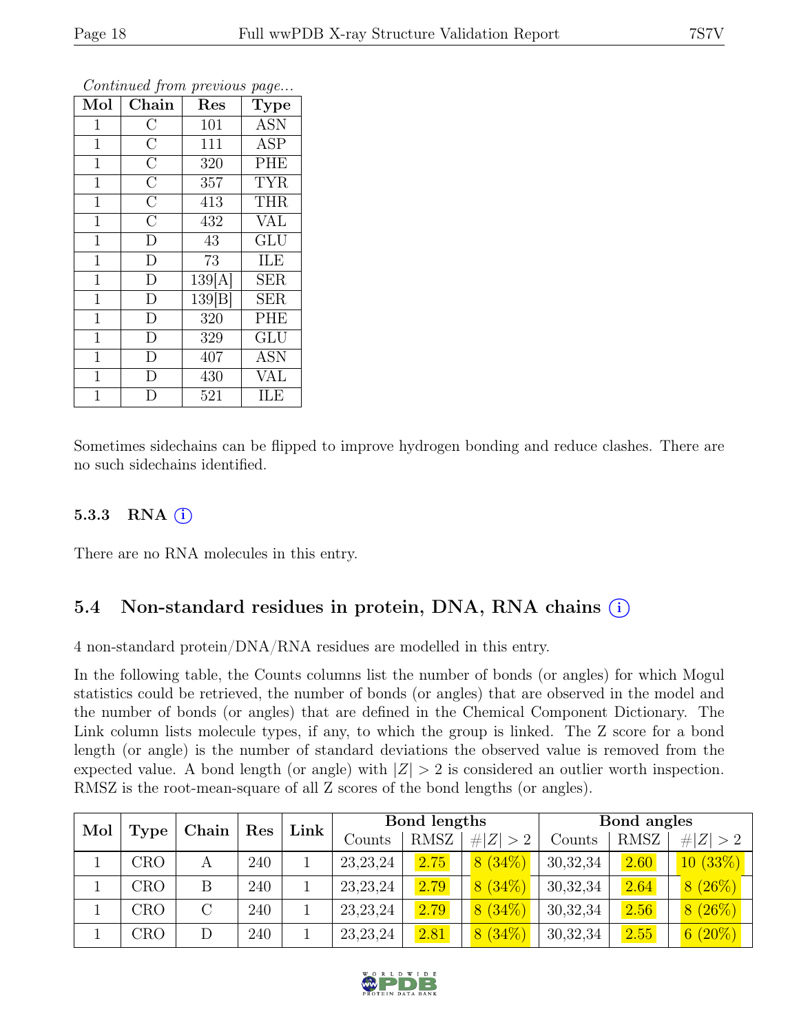*Continued from previous page...*

| Mol | Chain | Res | Type |
|---|---|---|---|
| 1 | C | 101 | ASN |
| 1 | C | 111 | ASP |
| 1 | C | 320 | PHE |
| 1 | C | 357 | TYR |
| 1 | C | 413 | THR |
| 1 | C | 432 | VAL |
| 1 | D | 43 | GLU |
| 1 | D | 73 | ILE |
| 1 | D | 139[A] | SER |
| 1 | D | 139[B] | SER |
| 1 | D | 320 | PHE |
| 1 | D | 329 | GLU |
| 1 | D | 407 | ASN |
| 1 | D | 430 | VAL |
| 1 | D | 521 | ILE |

Sometimes sidechains can be flipped to improve hydrogen bonding and reduce clashes. There are no such sidechains identified.

### 5.3.3 RNA (i)

There are no RNA molecules in this entry.

## 5.4 Non-standard residues in protein, DNA, RNA chains (i)

4 non-standard protein/DNA/RNA residues are modelled in this entry.

In the following table, the Counts columns list the number of bonds (or angles) for which Mogul statistics could be retrieved, the number of bonds (or angles) that are observed in the model and the number of bonds (or angles) that are defined in the Chemical Component Dictionary. The Link column lists molecule types, if any, to which the group is linked. The Z score for a bond length (or angle) is the number of standard deviations the observed value is removed from the expected value. A bond length (or angle) with $|Z| > 2$ is considered an outlier worth inspection. RMSZ is the root-mean-square of all Z scores of the bond lengths (or angles).

| Mol | Type | Chain | Res | Link | Bond lengths | | | Bond angles | | |
|---|---|---|---|---|---|---|---|---|---|---|
| | | | | | Counts | RMSZ | $\#\|Z\| > 2$ | Counts | RMSZ | $\#\|Z\| > 2$ |
| 1 | CRO | A | 240 | 1 | 23,23,24 | 2.75 | 8 (34%) | 30,32,34 | 2.60 | 10 (33%) |
| 1 | CRO | B | 240 | 1 | 23,23,24 | 2.79 | 8 (34%) | 30,32,34 | 2.64 | 8 (26%) |
| 1 | CRO | C | 240 | 1 | 23,23,24 | 2.79 | 8 (34%) | 30,32,34 | 2.56 | 8 (26%) |
| 1 | CRO | D | 240 | 1 | 23,23,24 | 2.81 | 8 (34%) | 30,32,34 | 2.55 | 6 (20%) |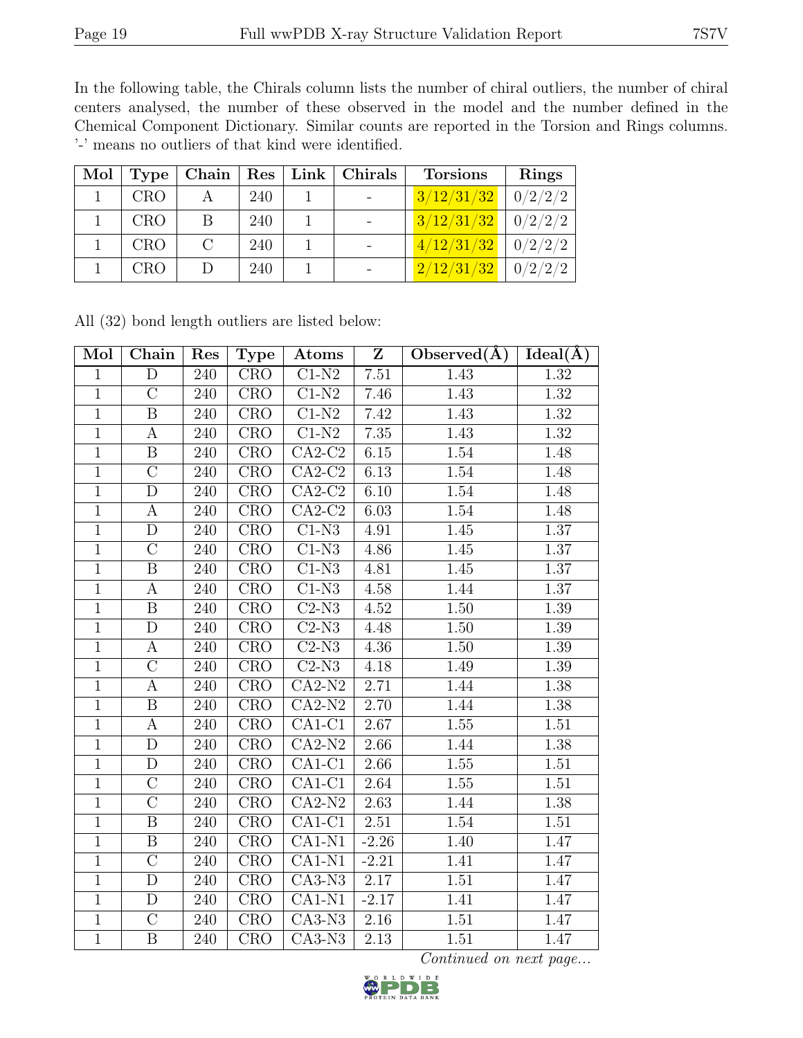In the following table, the Chirals column lists the number of chiral outliers, the number of chiral centers analysed, the number of these observed in the model and the number defined in the Chemical Component Dictionary. Similar counts are reported in the Torsion and Rings columns. '-' means no outliers of that kind were identified.

| Mol | Type | Chain | Res | Link | Chirals | Torsions | Rings |
|---|---|---|---|---|---|---|---|
| 1 | CRO | A | 240 | 1 | - | 3/12/31/32 | 0/2/2/2 |
| 1 | CRO | B | 240 | 1 | - | 3/12/31/32 | 0/2/2/2 |
| 1 | CRO | C | 240 | 1 | - | 4/12/31/32 | 0/2/2/2 |
| 1 | CRO | D | 240 | 1 | - | 2/12/31/32 | 0/2/2/2 |

All (32) bond length outliers are listed below:

| Mol | Chain | Res | Type | Atoms | Z | Observed(Å) | Ideal(Å) |
|---|---|---|---|---|---|---|---|
| 1 | D | 240 | CRO | C1-N2 | 7.51 | 1.43 | 1.32 |
| 1 | C | 240 | CRO | C1-N2 | 7.46 | 1.43 | 1.32 |
| 1 | B | 240 | CRO | C1-N2 | 7.42 | 1.43 | 1.32 |
| 1 | A | 240 | CRO | C1-N2 | 7.35 | 1.43 | 1.32 |
| 1 | B | 240 | CRO | CA2-C2 | 6.15 | 1.54 | 1.48 |
| 1 | C | 240 | CRO | CA2-C2 | 6.13 | 1.54 | 1.48 |
| 1 | D | 240 | CRO | CA2-C2 | 6.10 | 1.54 | 1.48 |
| 1 | A | 240 | CRO | CA2-C2 | 6.03 | 1.54 | 1.48 |
| 1 | D | 240 | CRO | C1-N3 | 4.91 | 1.45 | 1.37 |
| 1 | C | 240 | CRO | C1-N3 | 4.86 | 1.45 | 1.37 |
| 1 | B | 240 | CRO | C1-N3 | 4.81 | 1.45 | 1.37 |
| 1 | A | 240 | CRO | C1-N3 | 4.58 | 1.44 | 1.37 |
| 1 | B | 240 | CRO | C2-N3 | 4.52 | 1.50 | 1.39 |
| 1 | D | 240 | CRO | C2-N3 | 4.48 | 1.50 | 1.39 |
| 1 | A | 240 | CRO | C2-N3 | 4.36 | 1.50 | 1.39 |
| 1 | C | 240 | CRO | C2-N3 | 4.18 | 1.49 | 1.39 |
| 1 | A | 240 | CRO | CA2-N2 | 2.71 | 1.44 | 1.38 |
| 1 | B | 240 | CRO | CA2-N2 | 2.70 | 1.44 | 1.38 |
| 1 | A | 240 | CRO | CA1-C1 | 2.67 | 1.55 | 1.51 |
| 1 | D | 240 | CRO | CA2-N2 | 2.66 | 1.44 | 1.38 |
| 1 | D | 240 | CRO | CA1-C1 | 2.66 | 1.55 | 1.51 |
| 1 | C | 240 | CRO | CA1-C1 | 2.64 | 1.55 | 1.51 |
| 1 | C | 240 | CRO | CA2-N2 | 2.63 | 1.44 | 1.38 |
| 1 | B | 240 | CRO | CA1-C1 | 2.51 | 1.54 | 1.51 |
| 1 | B | 240 | CRO | CA1-N1 | -2.26 | 1.40 | 1.47 |
| 1 | C | 240 | CRO | CA1-N1 | -2.21 | 1.41 | 1.47 |
| 1 | D | 240 | CRO | CA3-N3 | 2.17 | 1.51 | 1.47 |
| 1 | D | 240 | CRO | CA1-N1 | -2.17 | 1.41 | 1.47 |
| 1 | C | 240 | CRO | CA3-N3 | 2.16 | 1.51 | 1.47 |
| 1 | B | 240 | CRO | CA3-N3 | 2.13 | 1.51 | 1.47 |

*Continued on next page...*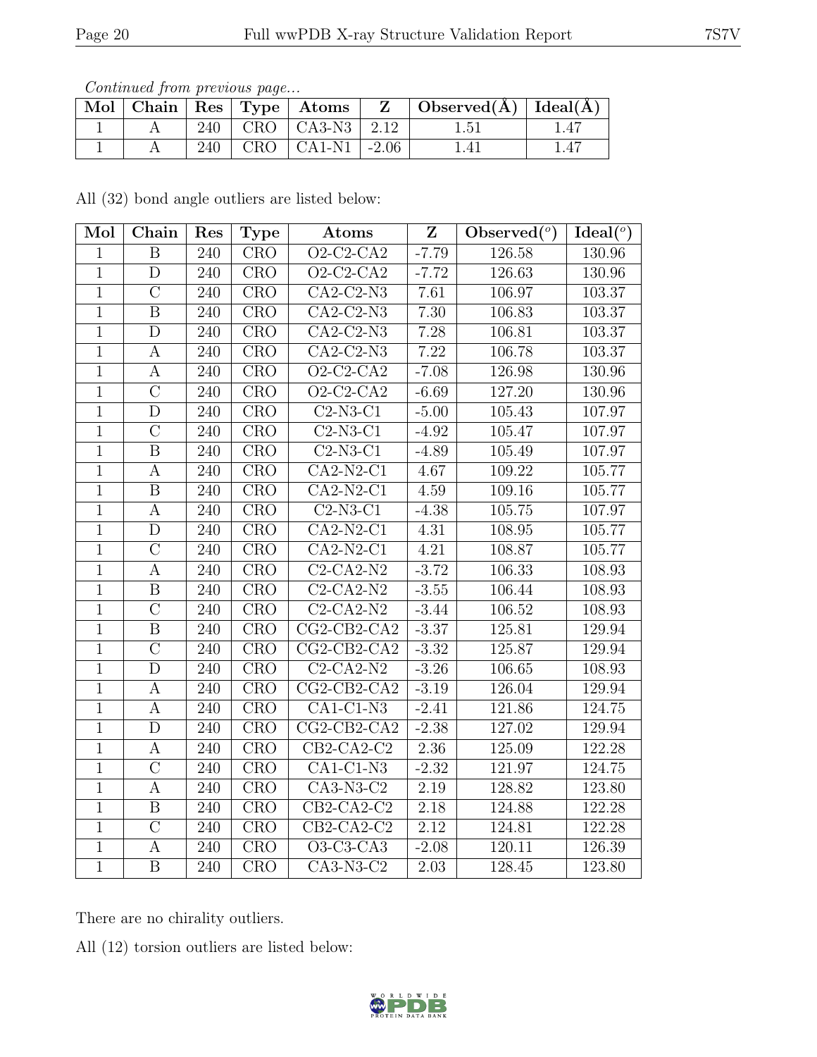*Continued from previous page...*

| Mol | Chain | Res | Type | Atoms | Z | Observed(Å) | Ideal(Å) |
|---|---|---|---|---|---|---|---|
| 1 | A | 240 | CRO | CA3-N3 | 2.12 | 1.51 | 1.47 |
| 1 | A | 240 | CRO | CA1-N1 | -2.06 | 1.41 | 1.47 |

All (32) bond angle outliers are listed below:

| Mol | Chain | Res | Type | Atoms | Z | Observed(°) | Ideal(°) |
|---|---|---|---|---|---|---|---|
| 1 | B | 240 | CRO | O2-C2-CA2 | -7.79 | 126.58 | 130.96 |
| 1 | D | 240 | CRO | O2-C2-CA2 | -7.72 | 126.63 | 130.96 |
| 1 | C | 240 | CRO | CA2-C2-N3 | 7.61 | 106.97 | 103.37 |
| 1 | B | 240 | CRO | CA2-C2-N3 | 7.30 | 106.83 | 103.37 |
| 1 | D | 240 | CRO | CA2-C2-N3 | 7.28 | 106.81 | 103.37 |
| 1 | A | 240 | CRO | CA2-C2-N3 | 7.22 | 106.78 | 103.37 |
| 1 | A | 240 | CRO | O2-C2-CA2 | -7.08 | 126.98 | 130.96 |
| 1 | C | 240 | CRO | O2-C2-CA2 | -6.69 | 127.20 | 130.96 |
| 1 | D | 240 | CRO | C2-N3-C1 | -5.00 | 105.43 | 107.97 |
| 1 | C | 240 | CRO | C2-N3-C1 | -4.92 | 105.47 | 107.97 |
| 1 | B | 240 | CRO | C2-N3-C1 | -4.89 | 105.49 | 107.97 |
| 1 | A | 240 | CRO | CA2-N2-C1 | 4.67 | 109.22 | 105.77 |
| 1 | B | 240 | CRO | CA2-N2-C1 | 4.59 | 109.16 | 105.77 |
| 1 | A | 240 | CRO | C2-N3-C1 | -4.38 | 105.75 | 107.97 |
| 1 | D | 240 | CRO | CA2-N2-C1 | 4.31 | 108.95 | 105.77 |
| 1 | C | 240 | CRO | CA2-N2-C1 | 4.21 | 108.87 | 105.77 |
| 1 | A | 240 | CRO | C2-CA2-N2 | -3.72 | 106.33 | 108.93 |
| 1 | B | 240 | CRO | C2-CA2-N2 | -3.55 | 106.44 | 108.93 |
| 1 | C | 240 | CRO | C2-CA2-N2 | -3.44 | 106.52 | 108.93 |
| 1 | B | 240 | CRO | CG2-CB2-CA2 | -3.37 | 125.81 | 129.94 |
| 1 | C | 240 | CRO | CG2-CB2-CA2 | -3.32 | 125.87 | 129.94 |
| 1 | D | 240 | CRO | C2-CA2-N2 | -3.26 | 106.65 | 108.93 |
| 1 | A | 240 | CRO | CG2-CB2-CA2 | -3.19 | 126.04 | 129.94 |
| 1 | A | 240 | CRO | CA1-C1-N3 | -2.41 | 121.86 | 124.75 |
| 1 | D | 240 | CRO | CG2-CB2-CA2 | -2.38 | 127.02 | 129.94 |
| 1 | A | 240 | CRO | CB2-CA2-C2 | 2.36 | 125.09 | 122.28 |
| 1 | C | 240 | CRO | CA1-C1-N3 | -2.32 | 121.97 | 124.75 |
| 1 | A | 240 | CRO | CA3-N3-C2 | 2.19 | 128.82 | 123.80 |
| 1 | B | 240 | CRO | CB2-CA2-C2 | 2.18 | 124.88 | 122.28 |
| 1 | C | 240 | CRO | CB2-CA2-C2 | 2.12 | 124.81 | 122.28 |
| 1 | A | 240 | CRO | O3-C3-CA3 | -2.08 | 120.11 | 126.39 |
| 1 | B | 240 | CRO | CA3-N3-C2 | 2.03 | 128.45 | 123.80 |

There are no chirality outliers.

All (12) torsion outliers are listed below: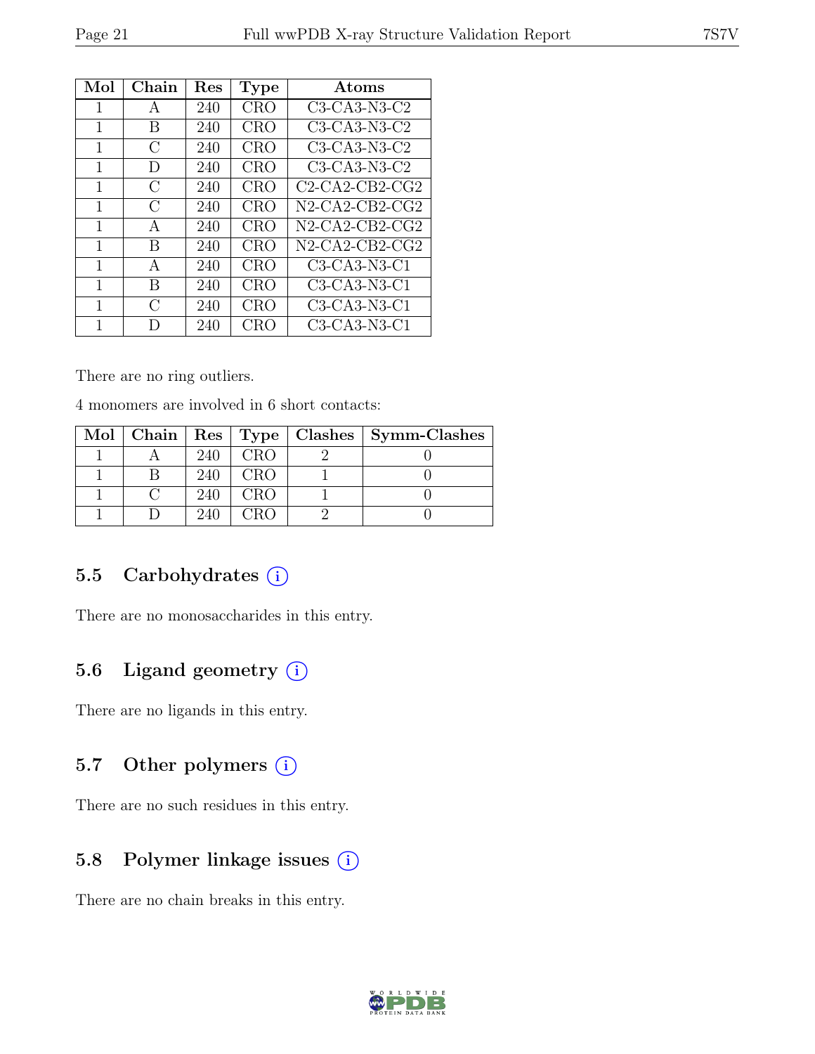| Mol | Chain | Res | Type | Atoms |
|---|---|---|---|---|
| 1 | A | 240 | CRO | C3-CA3-N3-C2 |
| 1 | B | 240 | CRO | C3-CA3-N3-C2 |
| 1 | C | 240 | CRO | C3-CA3-N3-C2 |
| 1 | D | 240 | CRO | C3-CA3-N3-C2 |
| 1 | C | 240 | CRO | C2-CA2-CB2-CG2 |
| 1 | C | 240 | CRO | N2-CA2-CB2-CG2 |
| 1 | A | 240 | CRO | N2-CA2-CB2-CG2 |
| 1 | B | 240 | CRO | N2-CA2-CB2-CG2 |
| 1 | A | 240 | CRO | C3-CA3-N3-C1 |
| 1 | B | 240 | CRO | C3-CA3-N3-C1 |
| 1 | C | 240 | CRO | C3-CA3-N3-C1 |
| 1 | D | 240 | CRO | C3-CA3-N3-C1 |

There are no ring outliers.

4 monomers are involved in 6 short contacts:

| Mol | Chain | Res | Type | Clashes | Symm-Clashes |
|---|---|---|---|---|---|
| 1 | A | 240 | CRO | 2 | 0 |
| 1 | B | 240 | CRO | 1 | 0 |
| 1 | C | 240 | CRO | 1 | 0 |
| 1 | D | 240 | CRO | 2 | 0 |

### 5.5 Carbohydrates

There are no monosaccharides in this entry.

### 5.6 Ligand geometry

There are no ligands in this entry.

### 5.7 Other polymers

There are no such residues in this entry.

### 5.8 Polymer linkage issues

There are no chain breaks in this entry.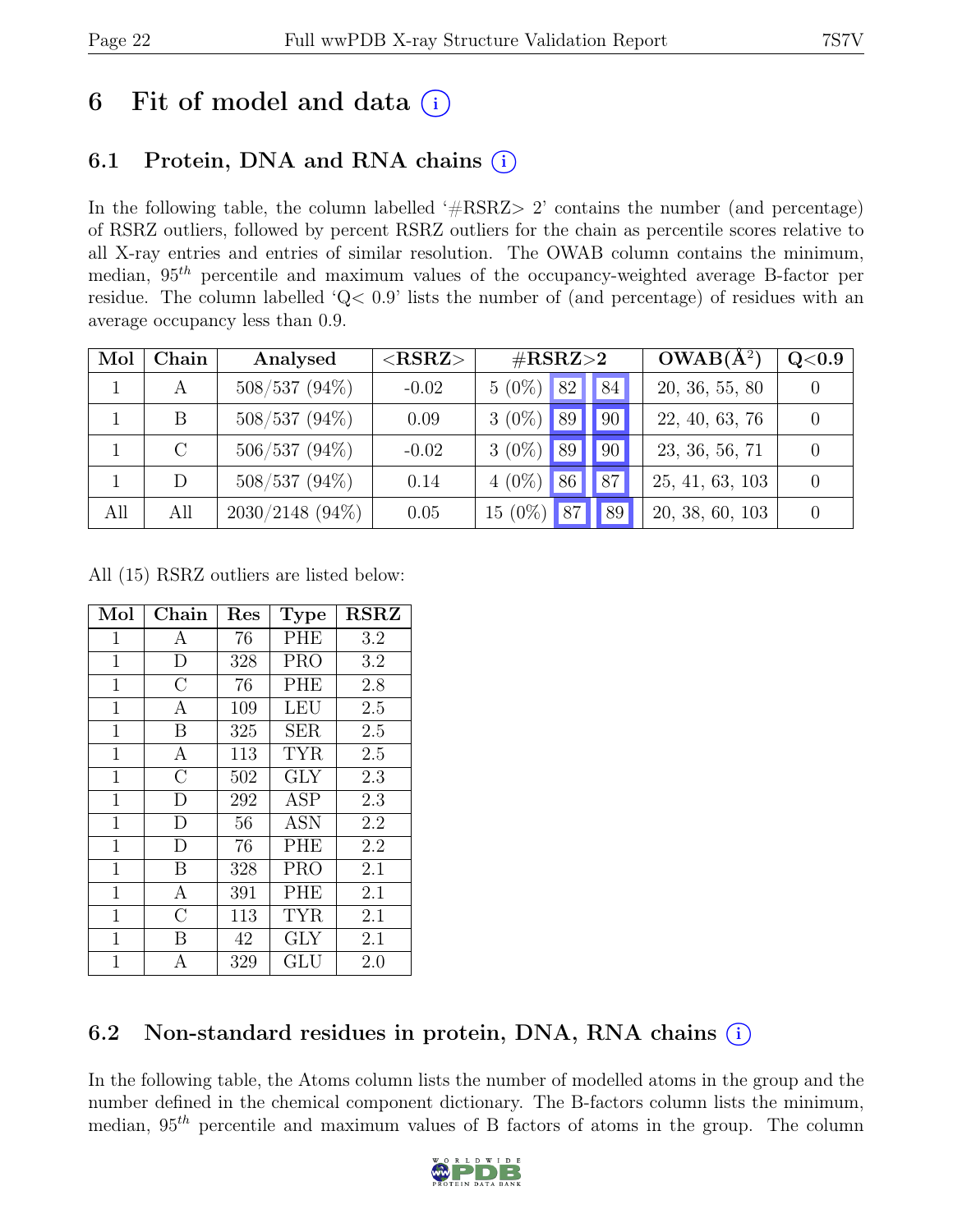# 6 Fit of model and data (i)

## 6.1 Protein, DNA and RNA chains (i)

In the following table, the column labelled '#RSRZ> 2' contains the number (and percentage) of RSRZ outliers, followed by percent RSRZ outliers for the chain as percentile scores relative to all X-ray entries and entries of similar resolution. The OWAB column contains the minimum, median, $95^{th}$ percentile and maximum values of the occupancy-weighted average B-factor per residue. The column labelled 'Q< 0.9' lists the number of (and percentage) of residues with an average occupancy less than 0.9.

| Mol | Chain | Analysed | <RSRZ> | #RSRZ>2 | | | OWAB(Å$^2$) | Q<0.9 |
|---|---|---|---|---|---|---|---|---|
| 1 | A | 508/537 (94%) | -0.02 | 5 (0%) | 82 | 84 | 20, 36, 55, 80 | 0 |
| 1 | B | 508/537 (94%) | 0.09 | 3 (0%) | 89 | 90 | 22, 40, 63, 76 | 0 |
| 1 | C | 506/537 (94%) | -0.02 | 3 (0%) | 89 | 90 | 23, 36, 56, 71 | 0 |
| 1 | D | 508/537 (94%) | 0.14 | 4 (0%) | 86 | 87 | 25, 41, 63, 103 | 0 |
| All | All | 2030/2148 (94%) | 0.05 | 15 (0%) | 87 | 89 | 20, 38, 60, 103 | 0 |

All (15) RSRZ outliers are listed below:

| Mol | Chain | Res | Type | RSRZ |
|---|---|---|---|---|
| 1 | A | 76 | PHE | 3.2 |
| 1 | D | 328 | PRO | 3.2 |
| 1 | C | 76 | PHE | 2.8 |
| 1 | A | 109 | LEU | 2.5 |
| 1 | B | 325 | SER | 2.5 |
| 1 | A | 113 | TYR | 2.5 |
| 1 | C | 502 | GLY | 2.3 |
| 1 | D | 292 | ASP | 2.3 |
| 1 | D | 56 | ASN | 2.2 |
| 1 | D | 76 | PHE | 2.2 |
| 1 | B | 328 | PRO | 2.1 |
| 1 | A | 391 | PHE | 2.1 |
| 1 | C | 113 | TYR | 2.1 |
| 1 | B | 42 | GLY | 2.1 |
| 1 | A | 329 | GLU | 2.0 |

## 6.2 Non-standard residues in protein, DNA, RNA chains (i)

In the following table, the Atoms column lists the number of modelled atoms in the group and the number defined in the chemical component dictionary. The B-factors column lists the minimum, median, $95^{th}$ percentile and maximum values of B factors of atoms in the group. The column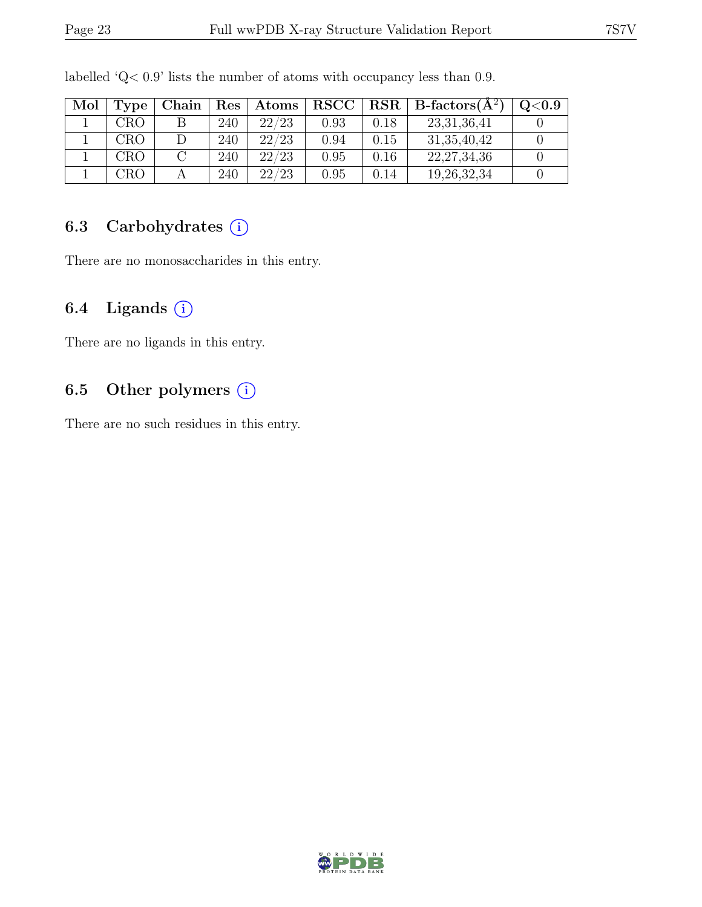labelled 'Q< 0.9' lists the number of atoms with occupancy less than 0.9.

| Mol | Type | Chain | Res | Atoms | RSCC | RSR | B-factors($Å^2$) | Q<0.9 |
|---|---|---|---|---|---|---|---|---|
| 1 | CRO | B | 240 | 22/23 | 0.93 | 0.18 | 23,31,36,41 | 0 |
| 1 | CRO | D | 240 | 22/23 | 0.94 | 0.15 | 31,35,40,42 | 0 |
| 1 | CRO | C | 240 | 22/23 | 0.95 | 0.16 | 22,27,34,36 | 0 |
| 1 | CRO | A | 240 | 22/23 | 0.95 | 0.14 | 19,26,32,34 | 0 |

### 6.3 Carbohydrates (i)

There are no monosaccharides in this entry.

### 6.4 Ligands (i)

There are no ligands in this entry.

### 6.5 Other polymers (i)

There are no such residues in this entry.